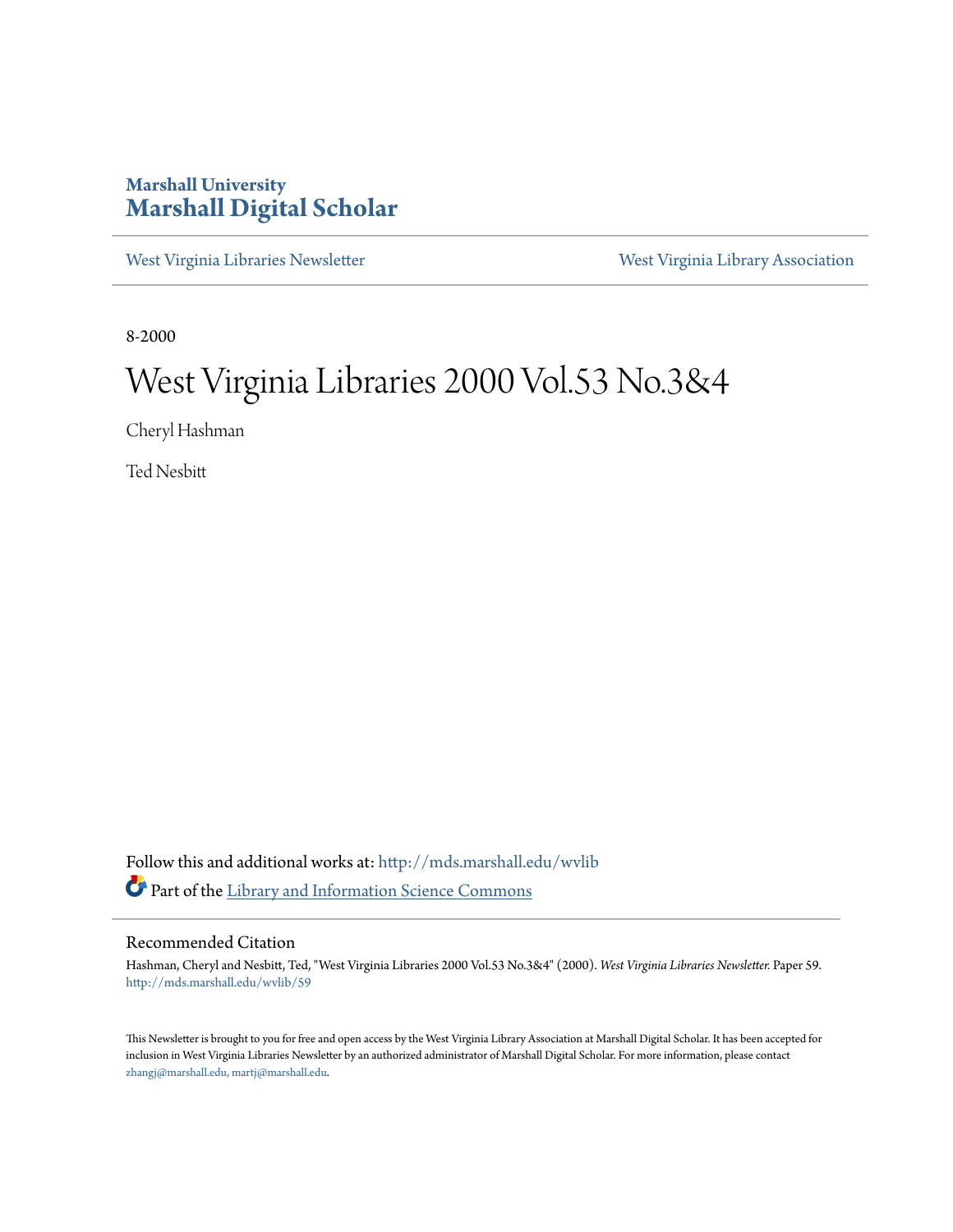**Marshall University**
## Marshall Digital Scholar

West Virginia Libraries Newsletter | West Virginia Library Association

8-2000

# West Virginia Libraries 2000 Vol.53 No.3&4

Cheryl Hashman

Ted Nesbitt

Follow this and additional works at: http://mds.marshall.edu/wvlib

Part of the Library and Information Science Commons

### Recommended Citation

Hashman, Cheryl and Nesbitt, Ted, "West Virginia Libraries 2000 Vol.53 No.3&4" (2000). *West Virginia Libraries Newsletter.* Paper 59.
http://mds.marshall.edu/wvlib/59

This Newsletter is brought to you for free and open access by the West Virginia Library Association at Marshall Digital Scholar. It has been accepted for inclusion in West Virginia Libraries Newsletter by an authorized administrator of Marshall Digital Scholar. For more information, please contact zhangj@marshall.edu, martj@marshall.edu.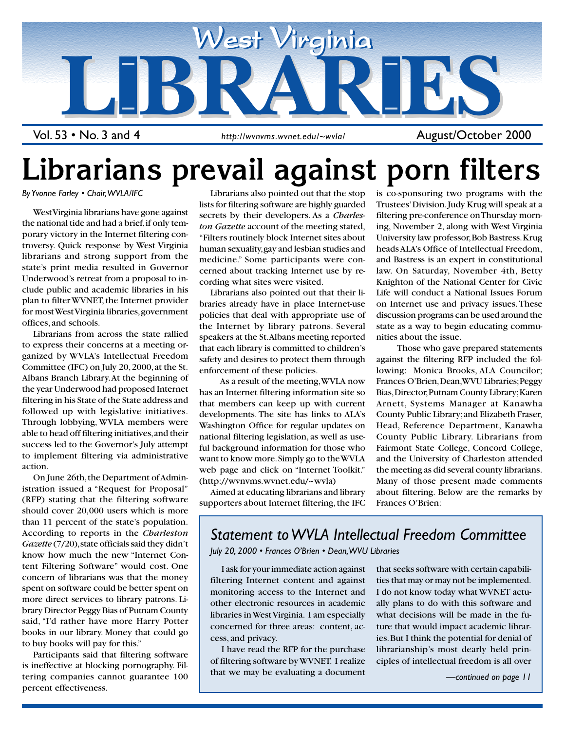# West Virginia LIBRARIES

Vol. 53 • No. 3 and 4 — http://wvnvms.wvnet.edu/~wvla/ — August/October 2000

# Librarians prevail against porn filters

*By Yvonne Farley • Chair, WVLA/IFC*

West Virginia librarians have gone against the national tide and had a brief, if only temporary victory in the Internet filtering controversy. Quick response by West Virginia librarians and strong support from the state's print media resulted in Governor Underwood's retreat from a proposal to include public and academic libraries in his plan to filter WVNET, the Internet provider for most West Virginia libraries, government offices, and schools.

Librarians from across the state rallied to express their concerns at a meeting organized by WVLA's Intellectual Freedom Committee (IFC) on July 20, 2000, at the St. Albans Branch Library. At the beginning of the year Underwood had proposed Internet filtering in his State of the State address and followed up with legislative initiatives. Through lobbying, WVLA members were able to head off filtering initiatives, and their success led to the Governor's July attempt to implement filtering via administrative action.

On June 26th, the Department of Administration issued a "Request for Proposal" (RFP) stating that the filtering software should cover 20,000 users which is more than 11 percent of the state's population. According to reports in the *Charleston Gazette* (7/20), state officials said they didn't know how much the new "Internet Content Filtering Software" would cost. One concern of librarians was that the money spent on software could be better spent on more direct services to library patrons. Library Director Peggy Bias of Putnam County said, "I'd rather have more Harry Potter books in our library. Money that could go to buy books will pay for this."

Participants said that filtering software is ineffective at blocking pornography. Filtering companies cannot guarantee 100 percent effectiveness.

Librarians also pointed out that the stop lists for filtering software are highly guarded secrets by their developers. As a *Charleston Gazette* account of the meeting stated, "Filters routinely block Internet sites about human sexuality, gay and lesbian studies and medicine." Some participants were concerned about tracking Internet use by recording what sites were visited.

Librarians also pointed out that their libraries already have in place Internet-use policies that deal with appropriate use of the Internet by library patrons. Several speakers at the St. Albans meeting reported that each library is committed to children's safety and desires to protect them through enforcement of these policies.

As a result of the meeting, WVLA now has an Internet filtering information site so that members can keep up with current developments. The site has links to ALA's Washington Office for regular updates on national filtering legislation, as well as useful background information for those who want to know more. Simply go to the WVLA web page and click on "Internet Toolkit." (http://wvnvms.wvnet.edu/~wvla)

Aimed at educating librarians and library supporters about Internet filtering, the IFC is co-sponsoring two programs with the Trustees' Division. Judy Krug will speak at a filtering pre-conference on Thursday morning, November 2, along with West Virginia University law professor, Bob Bastress. Krug heads ALA's Office of Intellectual Freedom, and Bastress is an expert in constitutional law. On Saturday, November 4th, Betty Knighton of the National Center for Civic Life will conduct a National Issues Forum on Internet use and privacy issues. These discussion programs can be used around the state as a way to begin educating communities about the issue.

Those who gave prepared statements against the filtering RFP included the following: Monica Brooks, ALA Councilor; Frances O'Brien, Dean, WVU Libraries; Peggy Bias, Director, Putnam County Library; Karen Arnett, Systems Manager at Kanawha County Public Library; and Elizabeth Fraser, Head, Reference Department, Kanawha County Public Library. Librarians from Fairmont State College, Concord College, and the University of Charleston attended the meeting as did several county librarians. Many of those present made comments about filtering. Below are the remarks by Frances O'Brien:

## *Statement to WVLA Intellectual Freedom Committee*

*July 20, 2000 • Frances O'Brien • Dean, WVU Libraries*

I ask for your immediate action against filtering Internet content and against monitoring access to the Internet and other electronic resources in academic libraries in West Virginia. I am especially concerned for three areas: content, access, and privacy.

I have read the RFP for the purchase of filtering software by WVNET. I realize that we may be evaluating a document that seeks software with certain capabilities that may or may not be implemented. I do not know today what WVNET actually plans to do with this software and what decisions will be made in the future that would impact academic libraries. But I think the potential for denial of librarianship's most dearly held principles of intellectual freedom is all over

*—continued on page 11*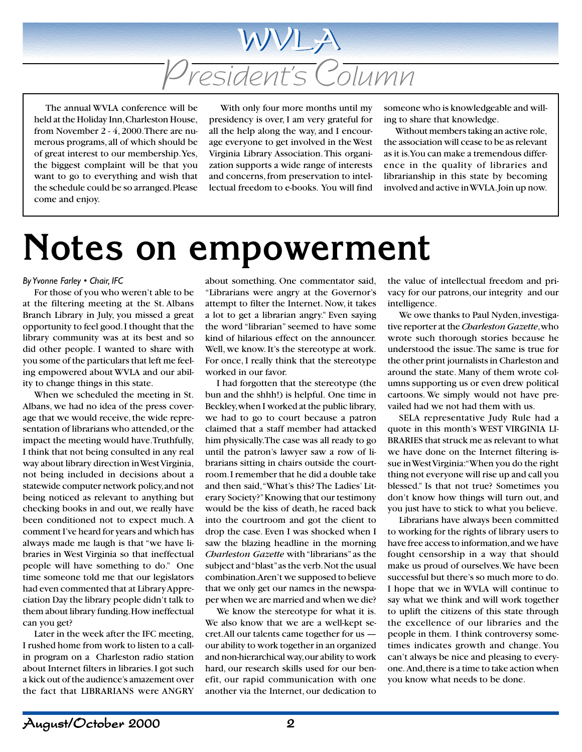# WVLA President's Column

The annual WVLA conference will be held at the Holiday Inn, Charleston House, from November 2 - 4, 2000. There are numerous programs, all of which should be of great interest to our membership. Yes, the biggest complaint will be that you want to go to everything and wish that the schedule could be so arranged. Please come and enjoy.

With only four more months until my presidency is over, I am very grateful for all the help along the way, and I encourage everyone to get involved in the West Virginia Library Association. This organization supports a wide range of interests and concerns, from preservation to intellectual freedom to e-books. You will find someone who is knowledgeable and willing to share that knowledge.

Without members taking an active role, the association will cease to be as relevant as it is. You can make a tremendous difference in the quality of libraries and librarianship in this state by becoming involved and active in WVLA. Join up now.

# Notes on empowerment

*By Yvonne Farley • Chair, IFC*

For those of you who weren't able to be at the filtering meeting at the St. Albans Branch Library in July, you missed a great opportunity to feel good. I thought that the library community was at its best and so did other people. I wanted to share with you some of the particulars that left me feeling empowered about WVLA and our ability to change things in this state.

When we scheduled the meeting in St. Albans, we had no idea of the press coverage that we would receive, the wide representation of librarians who attended, or the impact the meeting would have. Truthfully, I think that not being consulted in any real way about library direction in West Virginia, not being included in decisions about a statewide computer network policy, and not being noticed as relevant to anything but checking books in and out, we really have been conditioned not to expect much. A comment I've heard for years and which has always made me laugh is that "we have libraries in West Virginia so that ineffectual people will have something to do." One time someone told me that our legislators had even commented that at Library Appreciation Day the library people didn't talk to them about library funding. How ineffectual can you get?

Later in the week after the IFC meeting, I rushed home from work to listen to a call-in program on a Charleston radio station about Internet filters in libraries. I got such a kick out of the audience's amazement over the fact that LIBRARIANS were ANGRY about something. One commentator said, "Librarians were angry at the Governor's attempt to filter the Internet. Now, it takes a lot to get a librarian angry." Even saying the word "librarian" seemed to have some kind of hilarious effect on the announcer. Well, we know. It's the stereotype at work. For once, I really think that the stereotype worked in our favor.

I had forgotten that the stereotype (the bun and the shhh!) is helpful. One time in Beckley, when I worked at the public library, we had to go to court because a patron claimed that a staff member had attacked him physically. The case was all ready to go until the patron's lawyer saw a row of librarians sitting in chairs outside the courtroom. I remember that he did a double take and then said, "What's this? The Ladies' Literary Society?" Knowing that our testimony would be the kiss of death, he raced back into the courtroom and got the client to drop the case. Even I was shocked when I saw the blazing headline in the morning *Charleston Gazette* with "librarians" as the subject and "blast" as the verb. Not the usual combination. Aren't we supposed to believe that we only get our names in the newspaper when we are married and when we die?

We know the stereotype for what it is. We also know that we are a well-kept secret. All our talents came together for us — our ability to work together in an organized and non-hierarchical way, our ability to work hard, our research skills used for our benefit, our rapid communication with one another via the Internet, our dedication to the value of intellectual freedom and privacy for our patrons, our integrity and our intelligence.

We owe thanks to Paul Nyden, investigative reporter at the *Charleston Gazette*, who wrote such thorough stories because he understood the issue. The same is true for the other print journalists in Charleston and around the state. Many of them wrote columns supporting us or even drew political cartoons. We simply would not have prevailed had we not had them with us.

SELA representative Judy Rule had a quote in this month's WEST VIRGINIA LIBRARIES that struck me as relevant to what we have done on the Internet filtering issue in West Virginia: "When you do the right thing not everyone will rise up and call you blessed." Is that not true? Sometimes you don't know how things will turn out, and you just have to stick to what you believe.

Librarians have always been committed to working for the rights of library users to have free access to information, and we have fought censorship in a way that should make us proud of ourselves. We have been successful but there's so much more to do. I hope that we in WVLA will continue to say what we think and will work together to uplift the citizens of this state through the excellence of our libraries and the people in them. I think controversy sometimes indicates growth and change. You can't always be nice and pleasing to everyone. And, there is a time to take action when you know what needs to be done.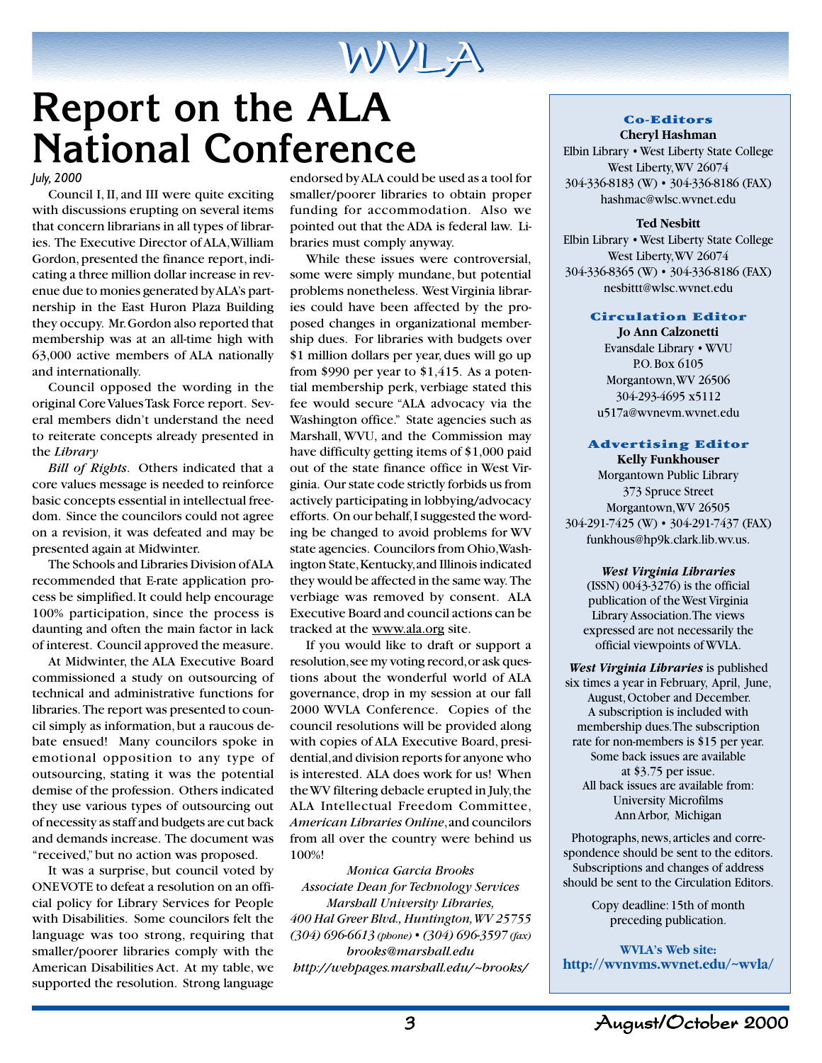# Report on the ALA National Conference

*July, 2000*

Council I, II, and III were quite exciting with discussions erupting on several items that concern librarians in all types of libraries. The Executive Director of ALA, William Gordon, presented the finance report, indicating a three million dollar increase in revenue due to monies generated by ALA's partnership in the East Huron Plaza Building they occupy. Mr. Gordon also reported that membership was at an all-time high with 63,000 active members of ALA nationally and internationally.

Council opposed the wording in the original Core Values Task Force report. Several members didn't understand the need to reiterate concepts already presented in the *Library Bill of Rights*. Others indicated that a core values message is needed to reinforce basic concepts essential in intellectual freedom. Since the councilors could not agree on a revision, it was defeated and may be presented again at Midwinter.

The Schools and Libraries Division of ALA recommended that E-rate application process be simplified. It could help encourage 100% participation, since the process is daunting and often the main factor in lack of interest. Council approved the measure.

At Midwinter, the ALA Executive Board commissioned a study on outsourcing of technical and administrative functions for libraries. The report was presented to council simply as information, but a raucous debate ensued! Many councilors spoke in emotional opposition to any type of outsourcing, stating it was the potential demise of the profession. Others indicated they use various types of outsourcing out of necessity as staff and budgets are cut back and demands increase. The document was "received," but no action was proposed.

It was a surprise, but council voted by ONE VOTE to defeat a resolution on an official policy for Library Services for People with Disabilities. Some councilors felt the language was too strong, requiring that smaller/poorer libraries comply with the American Disabilities Act. At my table, we supported the resolution. Strong language endorsed by ALA could be used as a tool for smaller/poorer libraries to obtain proper funding for accommodation. Also we pointed out that the ADA is federal law. Libraries must comply anyway.

While these issues were controversial, some were simply mundane, but potential problems nonetheless. West Virginia libraries could have been affected by the proposed changes in organizational membership dues. For libraries with budgets over $1 million dollars per year, dues will go up from $990 per year to $1,415. As a potential membership perk, verbiage stated this fee would secure "ALA advocacy via the Washington office." State agencies such as Marshall, WVU, and the Commission may have difficulty getting items of $1,000 paid out of the state finance office in West Virginia. Our state code strictly forbids us from actively participating in lobbying/advocacy efforts. On our behalf, I suggested the wording be changed to avoid problems for WV state agencies. Councilors from Ohio, Washington State, Kentucky, and Illinois indicated they would be affected in the same way. The verbiage was removed by consent. ALA Executive Board and council actions can be tracked at the www.ala.org site.

If you would like to draft or support a resolution, see my voting record, or ask questions about the wonderful world of ALA governance, drop in my session at our fall 2000 WVLA Conference. Copies of the council resolutions will be provided along with copies of ALA Executive Board, presidential, and division reports for anyone who is interested. ALA does work for us! When the WV filtering debacle erupted in July, the ALA Intellectual Freedom Committee, *American Libraries Online*, and councilors from all over the country were behind us 100%!

*Monica Garcia Brooks*
*Associate Dean for Technology Services*
*Marshall University Libraries,*
*400 Hal Greer Blvd., Huntington, WV 25755*
*(304) 696-6613 (phone) • (304) 696-3597 (fax)*
*brooks@marshall.edu*
*http://webpages.marshall.edu/~brooks/*

---

**Co-Editors**

**Cheryl Hashman**
Elbin Library • West Liberty State College
West Liberty, WV 26074
304-336-8183 (W) • 304-336-8186 (FAX)
hashmac@wlsc.wvnet.edu

**Ted Nesbitt**
Elbin Library • West Liberty State College
West Liberty, WV 26074
304-336-8365 (W) • 304-336-8186 (FAX)
nesbittt@wlsc.wvnet.edu

**Circulation Editor**

**Jo Ann Calzonetti**
Evansdale Library • WVU
P.O. Box 6105
Morgantown, WV 26506
304-293-4695 x5112
u517a@wvnevm.wvnet.edu

**Advertising Editor**

**Kelly Funkhouser**
Morgantown Public Library
373 Spruce Street
Morgantown, WV 26505
304-291-7425 (W) • 304-291-7437 (FAX)
funkhous@hp9k.clark.lib.wv.us.

***West Virginia Libraries*** (ISSN) 0043-3276) is the official publication of the West Virginia Library Association. The views expressed are not necessarily the official viewpoints of WVLA.

***West Virginia Libraries*** is published six times a year in February, April, June, August, October and December. A subscription is included with membership dues. The subscription rate for non-members is $15 per year. Some back issues are available at $3.75 per issue. All back issues are available from: University Microfilms Ann Arbor, Michigan

Photographs, news, articles and correspondence should be sent to the editors. Subscriptions and changes of address should be sent to the Circulation Editors.

Copy deadline: 15th of month preceding publication.

**WVLA's Web site:**
**http://wvnvms.wvnet.edu/~wvla/**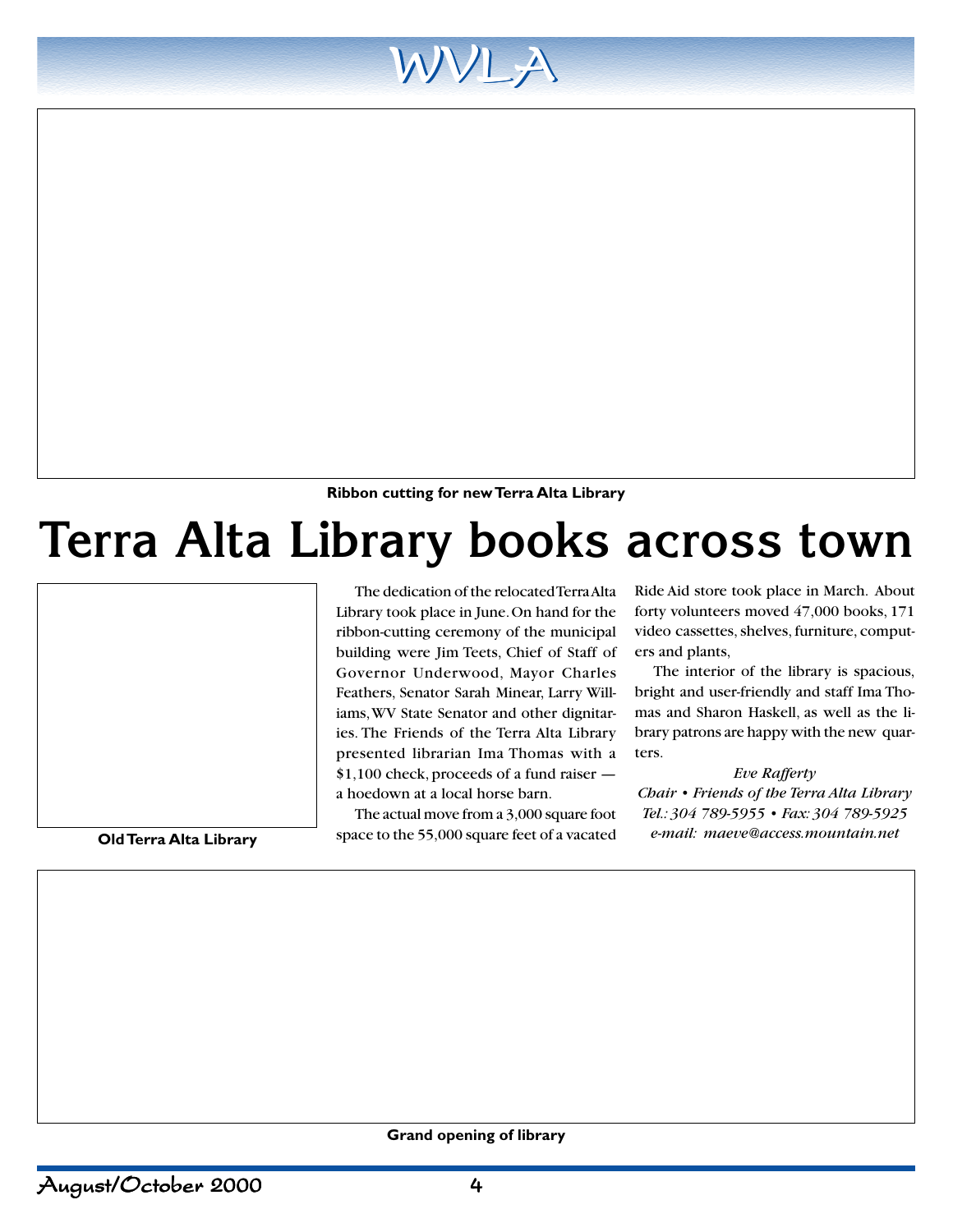Ribbon cutting for new Terra Alta Library

# Terra Alta Library books across town

Old Terra Alta Library

The dedication of the relocated Terra Alta Library took place in June. On hand for the ribbon-cutting ceremony of the municipal building were Jim Teets, Chief of Staff of Governor Underwood, Mayor Charles Feathers, Senator Sarah Minear, Larry Williams, WV State Senator and other dignitaries. The Friends of the Terra Alta Library presented librarian Ima Thomas with a $1,100 check, proceeds of a fund raiser — a hoedown at a local horse barn.

The actual move from a 3,000 square foot space to the 55,000 square feet of a vacated Ride Aid store took place in March. About forty volunteers moved 47,000 books, 171 video cassettes, shelves, furniture, computers and plants,

The interior of the library is spacious, bright and user-friendly and staff Ima Thomas and Sharon Haskell, as well as the library patrons are happy with the new quarters.

*Eve Rafferty*
*Chair • Friends of the Terra Alta Library*
*Tel.: 304 789-5955 • Fax: 304 789-5925*
*e-mail: maeve@access.mountain.net*

Grand opening of library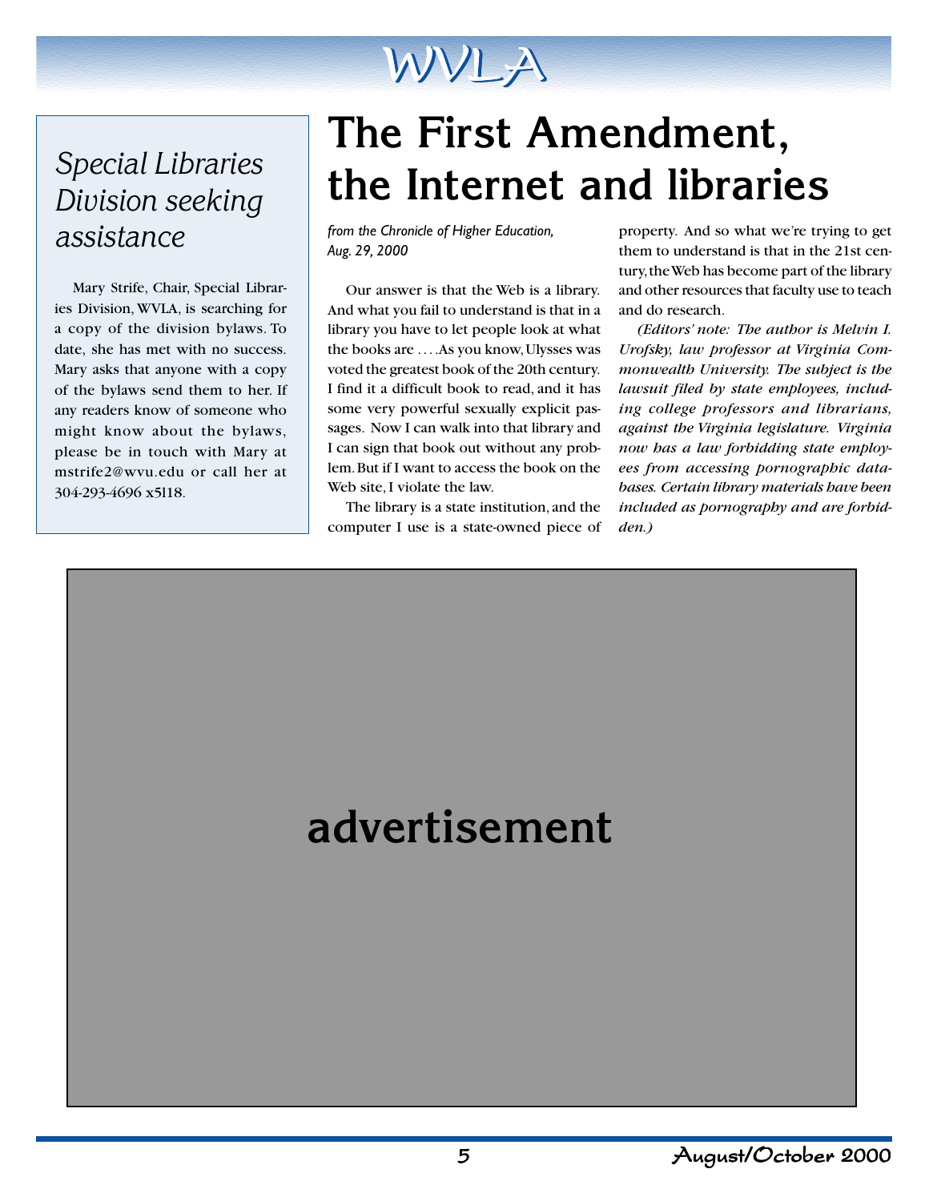## Special Libraries Division seeking assistance

Mary Strife, Chair, Special Libraries Division, WVLA, is searching for a copy of the division bylaws. To date, she has met with no success. Mary asks that anyone with a copy of the bylaws send them to her. If any readers know of someone who might know about the bylaws, please be in touch with Mary at mstrife2@wvu.edu or call her at 304-293-4696 x5118.

# The First Amendment, the Internet and libraries

*from the Chronicle of Higher Education, Aug. 29, 2000*

Our answer is that the Web is a library. And what you fail to understand is that in a library you have to let people look at what the books are . . . . As you know, Ulysses was voted the greatest book of the 20th century. I find it a difficult book to read, and it has some very powerful sexually explicit passages. Now I can walk into that library and I can sign that book out without any problem. But if I want to access the book on the Web site, I violate the law.

The library is a state institution, and the computer I use is a state-owned piece of property. And so what we're trying to get them to understand is that in the 21st century, the Web has become part of the library and other resources that faculty use to teach and do research.

*(Editors' note: The author is Melvin I. Urofsky, law professor at Virginia Commonwealth University. The subject is the lawsuit filed by state employees, including college professors and librarians, against the Virginia legislature. Virginia now has a law forbidding state employees from accessing pornographic databases. Certain library materials have been included as pornography and are forbidden.)*

advertisement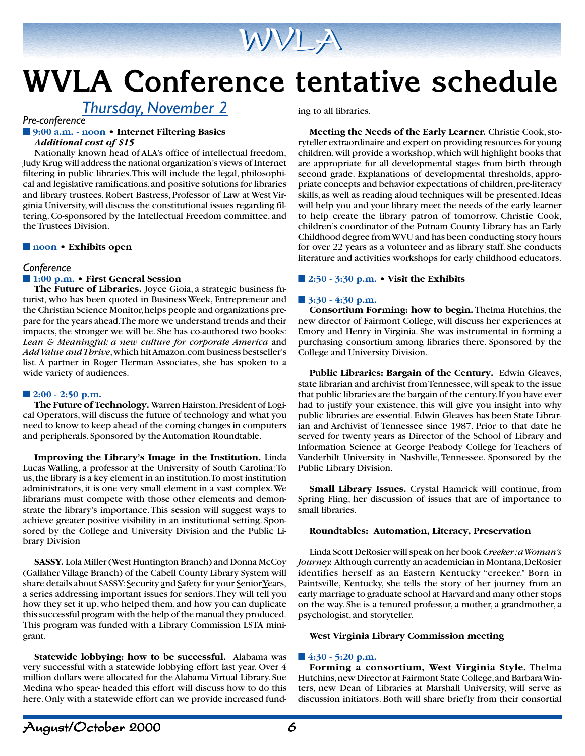# WVLA Conference tentative schedule

## Thursday, November 2

*Pre-conference*

■ **9:00 a.m. - noon • Internet Filtering Basics**
***Additional cost of $15***

Nationally known head of ALA's office of intellectual freedom, Judy Krug will address the national organization's views of Internet filtering in public libraries. This will include the legal, philosophical and legislative ramifications, and positive solutions for libraries and library trustees. Robert Bastress, Professor of Law at West Virginia University, will discuss the constitutional issues regarding filtering. Co-sponsored by the Intellectual Freedom committee, and the Trustees Division.

■ **noon • Exhibits open**

*Conference*

■ **1:00 p.m. • First General Session**

**The Future of Libraries.** Joyce Gioia, a strategic business futurist, who has been quoted in Business Week, Entrepreneur and the Christian Science Monitor, helps people and organizations prepare for the years ahead. The more we understand trends and their impacts, the stronger we will be. She has co-authored two books: *Lean & Meaningful: a new culture for corporate America* and *Add Value and Thrive*, which hit Amazon.com business bestseller's list. A partner in Roger Herman Associates, she has spoken to a wide variety of audiences.

■ **2:00 - 2:50 p.m.**

**The Future of Technology.** Warren Hairston, President of Logical Operators, will discuss the future of technology and what you need to know to keep ahead of the coming changes in computers and peripherals. Sponsored by the Automation Roundtable.

**Improving the Library's Image in the Institution.** Linda Lucas Walling, a professor at the University of South Carolina: To us, the library is a key element in an institution. To most institution administrators, it is one very small element in a vast complex. We librarians must compete with those other elements and demonstrate the library's importance. This session will suggest ways to achieve greater positive visibility in an institutional setting. Sponsored by the College and University Division and the Public Library Division

**SASSY.** Lola Miller (West Huntington Branch) and Donna McCoy (Gallaher Village Branch) of the Cabell County Library System will share details about SASSY: Security and Safety for your Senior Years, a series addressing important issues for seniors. They will tell you how they set it up, who helped them, and how you can duplicate this successful program with the help of the manual they produced. This program was funded with a Library Commission LSTA minigrant.

**Statewide lobbying: how to be successful.** Alabama was very successful with a statewide lobbying effort last year. Over 4 million dollars were allocated for the Alabama Virtual Library. Sue Medina who spear- headed this effort will discuss how to do this here. Only with a statewide effort can we provide increased funding to all libraries.

**Meeting the Needs of the Early Learner.** Christie Cook, storyteller extraordinaire and expert on providing resources for young children, will provide a workshop, which will highlight books that are appropriate for all developmental stages from birth through second grade. Explanations of developmental thresholds, appropriate concepts and behavior expectations of children, pre-literacy skills, as well as reading aloud techniques will be presented. Ideas will help you and your library meet the needs of the early learner to help create the library patron of tomorrow. Christie Cook, children's coordinator of the Putnam County Library has an Early Childhood degree from WVU and has been conducting story hours for over 22 years as a volunteer and as library staff. She conducts literature and activities workshops for early childhood educators.

■ **2:50 - 3:30 p.m. • Visit the Exhibits**

■ **3:30 - 4:30 p.m.**

**Consortium Forming: how to begin.** Thelma Hutchins, the new director of Fairmont College, will discuss her experiences at Emory and Henry in Virginia. She was instrumental in forming a purchasing consortium among libraries there. Sponsored by the College and University Division.

**Public Libraries: Bargain of the Century.** Edwin Gleaves, state librarian and archivist from Tennessee, will speak to the issue that public libraries are the bargain of the century. If you have ever had to justify your existence, this will give you insight into why public libraries are essential. Edwin Gleaves has been State Librarian and Archivist of Tennessee since 1987. Prior to that date he served for twenty years as Director of the School of Library and Information Science at George Peabody College for Teachers of Vanderbilt University in Nashville, Tennessee. Sponsored by the Public Library Division.

**Small Library Issues.** Crystal Hamrick will continue, from Spring Fling, her discussion of issues that are of importance to small libraries.

**Roundtables: Automation, Literacy, Preservation**

Linda Scott DeRosier will speak on her book *Creeker: a Woman's Journey.* Although currently an academician in Montana, DeRosier identifies herself as an Eastern Kentucky "creeker." Born in Paintsville, Kentucky, she tells the story of her journey from an early marriage to graduate school at Harvard and many other stops on the way. She is a tenured professor, a mother, a grandmother, a psychologist, and storyteller.

**West Virginia Library Commission meeting**

■ **4:30 - 5:20 p.m.**

**Forming a consortium, West Virginia Style.** Thelma Hutchins, new Director at Fairmont State College, and Barbara Winters, new Dean of Libraries at Marshall University, will serve as discussion initiators. Both will share briefly from their consortial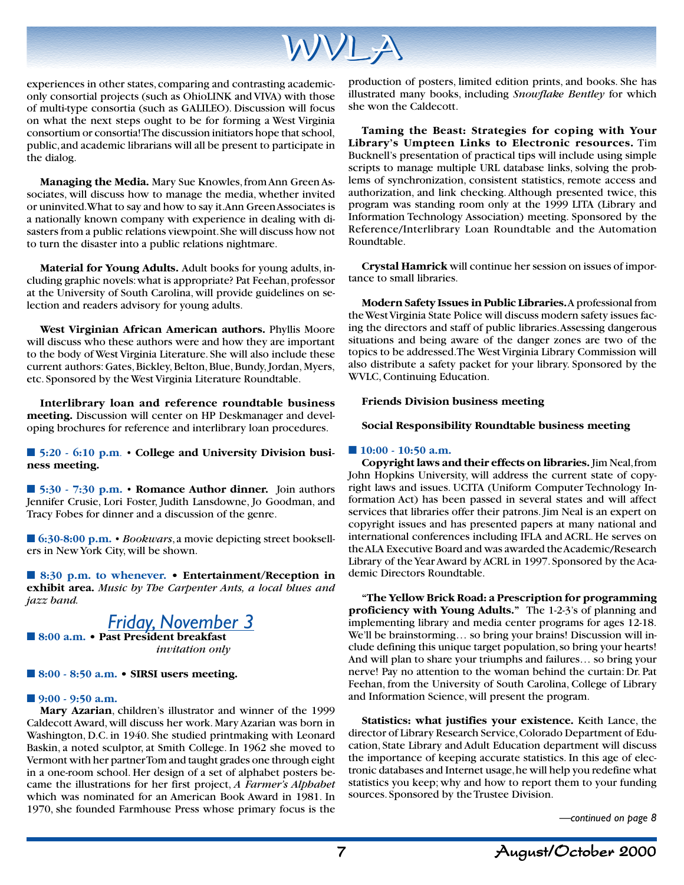experiences in other states, comparing and contrasting academic-only consortial projects (such as OhioLINK and VIVA) with those of multi-type consortia (such as GALILEO). Discussion will focus on what the next steps ought to be for forming a West Virginia consortium or consortia! The discussion initiators hope that school, public, and academic librarians will all be present to participate in the dialog.

**Managing the Media.** Mary Sue Knowles, from Ann Green Associates, will discuss how to manage the media, whether invited or uninvited. What to say and how to say it. Ann Green Associates is a nationally known company with experience in dealing with disasters from a public relations viewpoint. She will discuss how not to turn the disaster into a public relations nightmare.

**Material for Young Adults.** Adult books for young adults, including graphic novels: what is appropriate? Pat Feehan, professor at the University of South Carolina, will provide guidelines on selection and readers advisory for young adults.

**West Virginian African American authors.** Phyllis Moore will discuss who these authors were and how they are important to the body of West Virginia Literature. She will also include these current authors: Gates, Bickley, Belton, Blue, Bundy, Jordan, Myers, etc. Sponsored by the West Virginia Literature Roundtable.

**Interlibrary loan and reference roundtable business meeting.** Discussion will center on HP Deskmanager and developing brochures for reference and interlibrary loan procedures.

■ **5:20 - 6:10 p.m.** • **College and University Division business meeting.**

■ **5:30 - 7:30 p.m.** • **Romance Author dinner.** Join authors Jennifer Crusie, Lori Foster, Judith Lansdowne, Jo Goodman, and Tracy Fobes for dinner and a discussion of the genre.

■ **6:30-8:00 p.m.** • *Bookwars*, a movie depicting street booksellers in New York City, will be shown.

■ **8:30 p.m. to whenever.** • **Entertainment/Reception in exhibit area.** *Music by The Carpenter Ants, a local blues and jazz band.*

## *Friday, November 3*

■ **8:00 a.m.** • **Past President breakfast**
*invitation only*

■ **8:00 - 8:50 a.m.** • **SIRSI users meeting.**

■ **9:00 - 9:50 a.m.**

**Mary Azarian**, children's illustrator and winner of the 1999 Caldecott Award, will discuss her work. Mary Azarian was born in Washington, D.C. in 1940. She studied printmaking with Leonard Baskin, a noted sculptor, at Smith College. In 1962 she moved to Vermont with her partner Tom and taught grades one through eight in a one-room school. Her design of a set of alphabet posters became the illustrations for her first project, *A Farmer's Alphabet* which was nominated for an American Book Award in 1981. In 1970, she founded Farmhouse Press whose primary focus is the production of posters, limited edition prints, and books. She has illustrated many books, including *Snowflake Bentley* for which she won the Caldecott.

**Taming the Beast: Strategies for coping with Your Library's Umpteen Links to Electronic resources.** Tim Bucknell's presentation of practical tips will include using simple scripts to manage multiple URL database links, solving the problems of synchronization, consistent statistics, remote access and authorization, and link checking. Although presented twice, this program was standing room only at the 1999 LITA (Library and Information Technology Association) meeting. Sponsored by the Reference/Interlibrary Loan Roundtable and the Automation Roundtable.

**Crystal Hamrick** will continue her session on issues of importance to small libraries.

**Modern Safety Issues in Public Libraries.** A professional from the West Virginia State Police will discuss modern safety issues facing the directors and staff of public libraries. Assessing dangerous situations and being aware of the danger zones are two of the topics to be addressed. The West Virginia Library Commission will also distribute a safety packet for your library. Sponsored by the WVLC, Continuing Education.

**Friends Division business meeting**

**Social Responsibility Roundtable business meeting**

■ **10:00 - 10:50 a.m.**

**Copyright laws and their effects on libraries.** Jim Neal, from John Hopkins University, will address the current state of copyright laws and issues. UCITA (Uniform Computer Technology Information Act) has been passed in several states and will affect services that libraries offer their patrons. Jim Neal is an expert on copyright issues and has presented papers at many national and international conferences including IFLA and ACRL. He serves on the ALA Executive Board and was awarded the Academic/Research Library of the Year Award by ACRL in 1997. Sponsored by the Academic Directors Roundtable.

**"The Yellow Brick Road: a Prescription for programming proficiency with Young Adults."** The 1-2-3's of planning and implementing library and media center programs for ages 12-18. We'll be brainstorming… so bring your brains! Discussion will include defining this unique target population, so bring your hearts! And will plan to share your triumphs and failures… so bring your nerve! Pay no attention to the woman behind the curtain: Dr. Pat Feehan, from the University of South Carolina, College of Library and Information Science, will present the program.

**Statistics: what justifies your existence.** Keith Lance, the director of Library Research Service, Colorado Department of Education, State Library and Adult Education department will discuss the importance of keeping accurate statistics. In this age of electronic databases and Internet usage, he will help you redefine what statistics you keep; why and how to report them to your funding sources. Sponsored by the Trustee Division.

*—continued on page 8*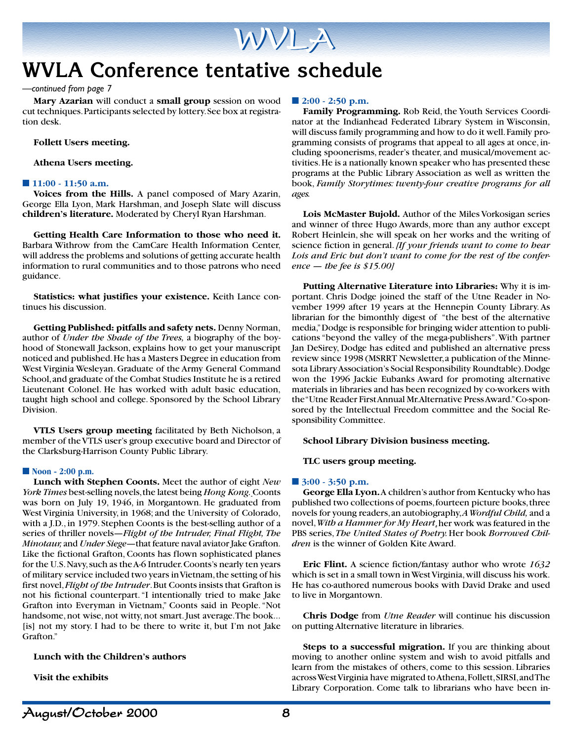# WVLA Conference tentative schedule

*—continued from page 7*

**Mary Azarian** will conduct a **small group** session on wood cut techniques. Participants selected by lottery. See box at registration desk.

**Follett Users meeting.**

**Athena Users meeting.**

### 11:00 - 11:50 a.m.

**Voices from the Hills.** A panel composed of Mary Azarin, George Ella Lyon, Mark Harshman, and Joseph Slate will discuss **children's literature.** Moderated by Cheryl Ryan Harshman.

**Getting Health Care Information to those who need it.** Barbara Withrow from the CamCare Health Information Center, will address the problems and solutions of getting accurate health information to rural communities and to those patrons who need guidance.

**Statistics: what justifies your existence.** Keith Lance continues his discussion.

**Getting Published: pitfalls and safety nets.** Denny Norman, author of *Under the Shade of the Trees,* a biography of the boyhood of Stonewall Jackson, explains how to get your manuscript noticed and published. He has a Masters Degree in education from West Virginia Wesleyan. Graduate of the Army General Command School, and graduate of the Combat Studies Institute he is a retired Lieutenant Colonel. He has worked with adult basic education, taught high school and college. Sponsored by the School Library Division.

**VTLS Users group meeting** facilitated by Beth Nicholson, a member of the VTLS user's group executive board and Director of the Clarksburg-Harrison County Public Library.

### Noon - 2:00 p.m.

**Lunch with Stephen Coonts.** Meet the author of eight *New York Times* best-selling novels, the latest being *Hong Kong*. Coonts was born on July 19, 1946, in Morgantown. He graduated from West Virginia University, in 1968; and the University of Colorado, with a J.D., in 1979. Stephen Coonts is the best-selling author of a series of thriller novels—*Flight of the Intruder, Final Flight, The Minotaur,* and *Under Siege*—that feature naval aviator Jake Grafton. Like the fictional Grafton, Coonts has flown sophisticated planes for the U.S. Navy, such as the A-6 Intruder. Coonts's nearly ten years of military service included two years in Vietnam, the setting of his first novel, *Flight of the Intruder*. But Coonts insists that Grafton is not his fictional counterpart. "I intentionally tried to make Jake Grafton into Everyman in Vietnam," Coonts said in People. "Not handsome, not wise, not witty, not smart. Just average. The book... [is] not my story. I had to be there to write it, but I'm not Jake Grafton."

**Lunch with the Children's authors**

**Visit the exhibits**

### 2:00 - 2:50 p.m.

**Family Programming.** Rob Reid, the Youth Services Coordinator at the Indianhead Federated Library System in Wisconsin, will discuss family programming and how to do it well. Family programming consists of programs that appeal to all ages at once, including spoonerisms, reader's theater, and musical/movement activities. He is a nationally known speaker who has presented these programs at the Public Library Association as well as written the book, *Family Storytimes: twenty-four creative programs for all ages.*

**Lois McMaster Bujold.** Author of the Miles Vorkosigan series and winner of three Hugo Awards, more than any author except Robert Heinlein, she will speak on her works and the writing of science fiction in general. *[If your friends want to come to hear Lois and Eric but don't want to come for the rest of the conference — the fee is $15.00]*

**Putting Alternative Literature into Libraries:** Why it is important. Chris Dodge joined the staff of the Utne Reader in November 1999 after 19 years at the Hennepin County Library. As librarian for the bimonthly digest of "the best of the alternative media," Dodge is responsible for bringing wider attention to publications "beyond the valley of the mega-publishers". With partner Jan DeSirey, Dodge has edited and published an alternative press review since 1998 (MSRRT Newsletter, a publication of the Minnesota Library Association's Social Responsibility Roundtable). Dodge won the 1996 Jackie Eubanks Award for promoting alternative materials in libraries and has been recognized by co-workers with the "Utne Reader First Annual Mr. Alternative Press Award." Co-sponsored by the Intellectual Freedom committee and the Social Responsibility Committee.

**School Library Division business meeting.**

**TLC users group meeting.**

### 3:00 - 3:50 p.m.

**George Ella Lyon.** A children's author from Kentucky who has published two collections of poems, fourteen picture books, three novels for young readers, an autobiography, *A Wordful Child,* and a novel, *With a Hammer for My Heart*, her work was featured in the PBS series, *The United States of Poetry.* Her book *Borrowed Children* is the winner of Golden Kite Award.

**Eric Flint.** A science fiction/fantasy author who wrote *1632* which is set in a small town in West Virginia, will discuss his work. He has co-authored numerous books with David Drake and used to live in Morgantown.

**Chris Dodge** from *Utne Reader* will continue his discussion on putting Alternative literature in libraries.

**Steps to a successful migration.** If you are thinking about moving to another online system and wish to avoid pitfalls and learn from the mistakes of others, come to this session. Libraries across West Virginia have migrated to Athena, Follett, SIRSI, and The Library Corporation. Come talk to librarians who have been in-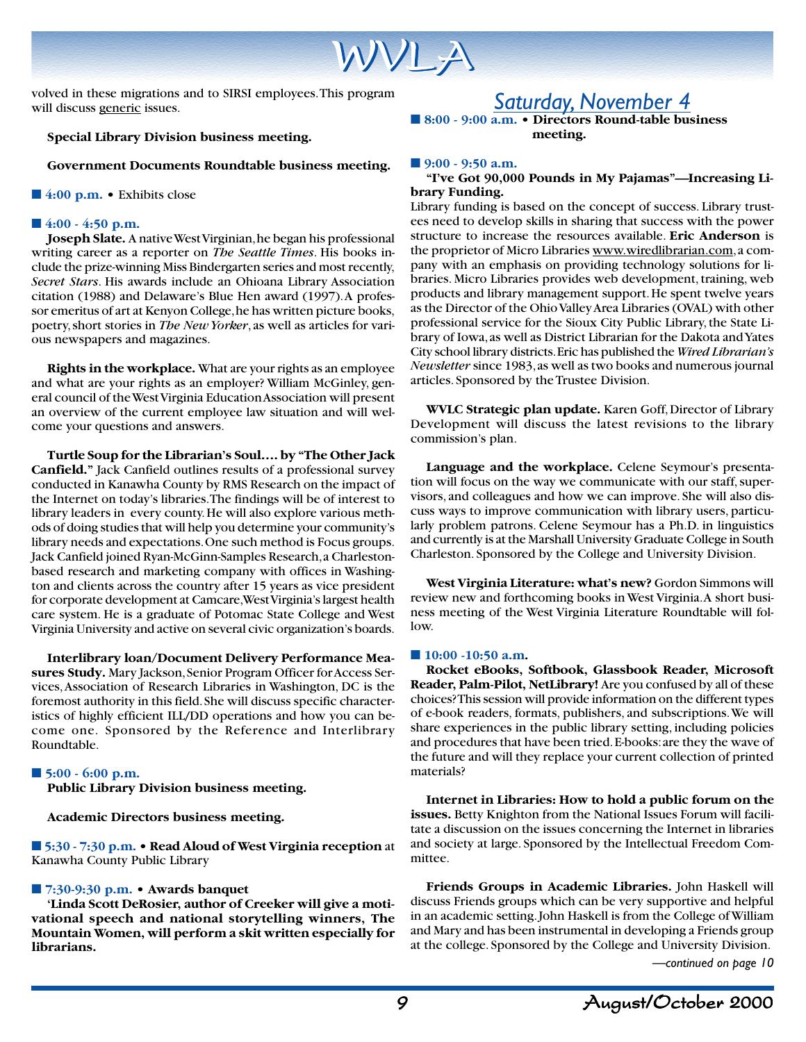volved in these migrations and to SIRSI employees. This program will discuss generic issues.

**Special Library Division business meeting.**

**Government Documents Roundtable business meeting.**

■ **4:00 p.m.** • Exhibits close

■ **4:00 - 4:50 p.m.**

**Joseph Slate.** A native West Virginian, he began his professional writing career as a reporter on *The Seattle Times*. His books include the prize-winning Miss Bindergarten series and most recently, *Secret Stars*. His awards include an Ohioana Library Association citation (1988) and Delaware's Blue Hen award (1997). A professor emeritus of art at Kenyon College, he has written picture books, poetry, short stories in *The New Yorker*, as well as articles for various newspapers and magazines.

**Rights in the workplace.** What are your rights as an employee and what are your rights as an employer? William McGinley, general council of the West Virginia Education Association will present an overview of the current employee law situation and will welcome your questions and answers.

**Turtle Soup for the Librarian's Soul.... by "The Other Jack Canfield."** Jack Canfield outlines results of a professional survey conducted in Kanawha County by RMS Research on the impact of the Internet on today's libraries. The findings will be of interest to library leaders in every county. He will also explore various methods of doing studies that will help you determine your community's library needs and expectations. One such method is Focus groups. Jack Canfield joined Ryan-McGinn-Samples Research, a Charleston-based research and marketing company with offices in Washington and clients across the country after 15 years as vice president for corporate development at Camcare, West Virginia's largest health care system. He is a graduate of Potomac State College and West Virginia University and active on several civic organization's boards.

**Interlibrary loan/Document Delivery Performance Measures Study.** Mary Jackson, Senior Program Officer for Access Services, Association of Research Libraries in Washington, DC is the foremost authority in this field. She will discuss specific characteristics of highly efficient ILL/DD operations and how you can become one. Sponsored by the Reference and Interlibrary Roundtable.

■ **5:00 - 6:00 p.m.**

**Public Library Division business meeting.**

**Academic Directors business meeting.**

■ **5:30 - 7:30 p.m.** • **Read Aloud of West Virginia reception** at Kanawha County Public Library

■ **7:30-9:30 p.m.** • **Awards banquet**

**'Linda Scott DeRosier, author of Creeker will give a motivational speech and national storytelling winners, The Mountain Women, will perform a skit written especially for librarians.**

## *Saturday, November 4*

■ **8:00 - 9:00 a.m.** • **Directors Round-table business meeting.**

■ **9:00 - 9:50 a.m.**

**"I've Got 90,000 Pounds in My Pajamas"—Increasing Library Funding.**

Library funding is based on the concept of success. Library trustees need to develop skills in sharing that success with the power structure to increase the resources available. **Eric Anderson** is the proprietor of Micro Libraries www.wiredlibrarian.com, a company with an emphasis on providing technology solutions for libraries. Micro Libraries provides web development, training, web products and library management support. He spent twelve years as the Director of the Ohio Valley Area Libraries (OVAL) with other professional service for the Sioux City Public Library, the State Library of Iowa, as well as District Librarian for the Dakota and Yates City school library districts. Eric has published the *Wired Librarian's Newsletter* since 1983, as well as two books and numerous journal articles. Sponsored by the Trustee Division.

**WVLC Strategic plan update.** Karen Goff, Director of Library Development will discuss the latest revisions to the library commission's plan.

**Language and the workplace.** Celene Seymour's presentation will focus on the way we communicate with our staff, supervisors, and colleagues and how we can improve. She will also discuss ways to improve communication with library users, particularly problem patrons. Celene Seymour has a Ph.D. in linguistics and currently is at the Marshall University Graduate College in South Charleston. Sponsored by the College and University Division.

**West Virginia Literature: what's new?** Gordon Simmons will review new and forthcoming books in West Virginia. A short business meeting of the West Virginia Literature Roundtable will follow.

■ **10:00 -10:50 a.m.**

**Rocket eBooks, Softbook, Glassbook Reader, Microsoft Reader, Palm-Pilot, NetLibrary!** Are you confused by all of these choices? This session will provide information on the different types of e-book readers, formats, publishers, and subscriptions. We will share experiences in the public library setting, including policies and procedures that have been tried. E-books: are they the wave of the future and will they replace your current collection of printed materials?

**Internet in Libraries: How to hold a public forum on the issues.** Betty Knighton from the National Issues Forum will facilitate a discussion on the issues concerning the Internet in libraries and society at large. Sponsored by the Intellectual Freedom Committee.

**Friends Groups in Academic Libraries.** John Haskell will discuss Friends groups which can be very supportive and helpful in an academic setting. John Haskell is from the College of William and Mary and has been instrumental in developing a Friends group at the college. Sponsored by the College and University Division.

*—continued on page 10*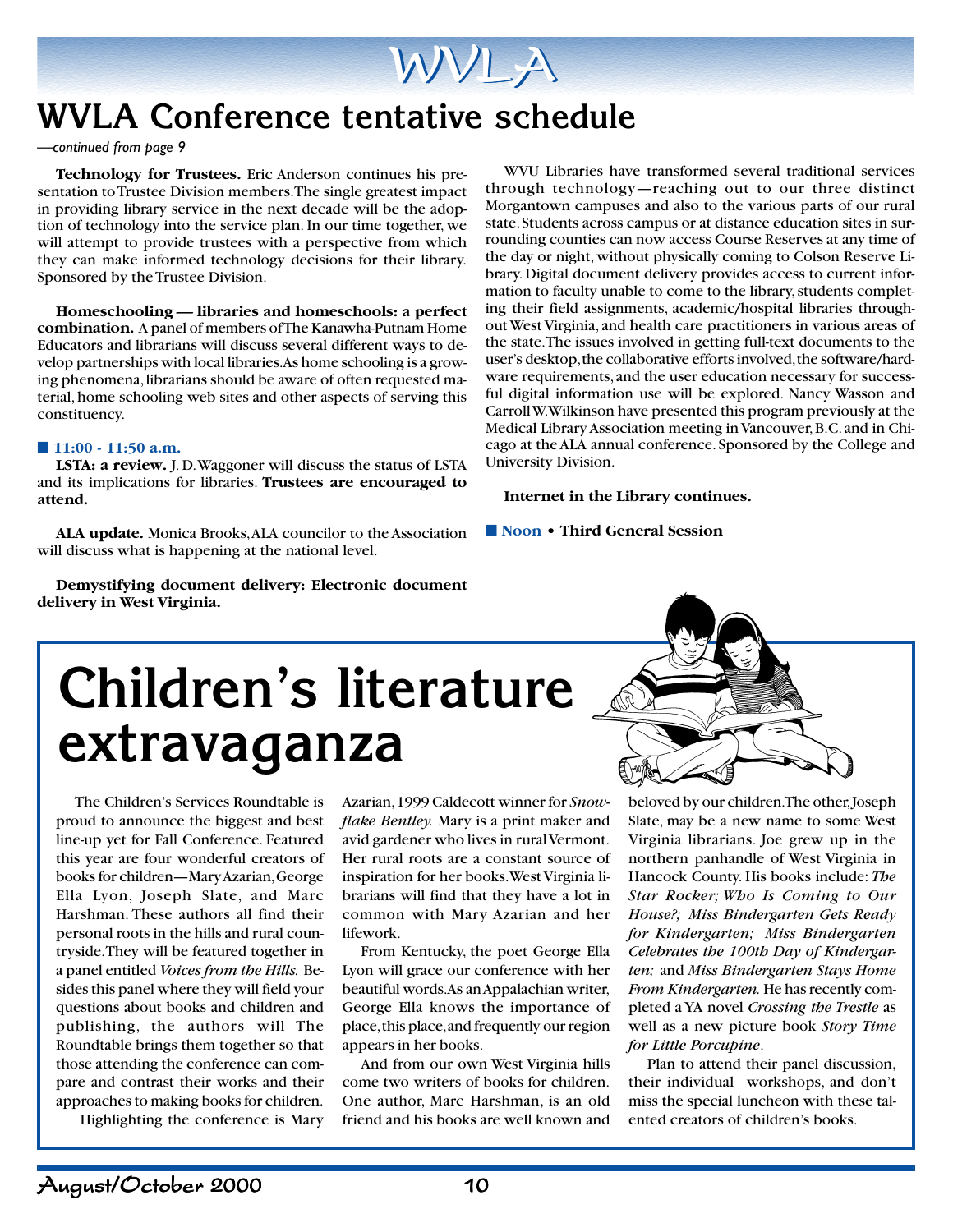# WVLA Conference tentative schedule

*—continued from page 9*

**Technology for Trustees.** Eric Anderson continues his presentation to Trustee Division members. The single greatest impact in providing library service in the next decade will be the adoption of technology into the service plan. In our time together, we will attempt to provide trustees with a perspective from which they can make informed technology decisions for their library. Sponsored by the Trustee Division.

**Homeschooling — libraries and homeschools: a perfect combination.** A panel of members of The Kanawha-Putnam Home Educators and librarians will discuss several different ways to develop partnerships with local libraries. As home schooling is a growing phenomena, librarians should be aware of often requested material, home schooling web sites and other aspects of serving this constituency.

■ **11:00 - 11:50 a.m.**

**LSTA: a review.** J. D. Waggoner will discuss the status of LSTA and its implications for libraries. **Trustees are encouraged to attend.**

**ALA update.** Monica Brooks, ALA councilor to the Association will discuss what is happening at the national level.

**Demystifying document delivery: Electronic document delivery in West Virginia.**

WVU Libraries have transformed several traditional services through technology—reaching out to our three distinct Morgantown campuses and also to the various parts of our rural state. Students across campus or at distance education sites in surrounding counties can now access Course Reserves at any time of the day or night, without physically coming to Colson Reserve Library. Digital document delivery provides access to current information to faculty unable to come to the library, students completing their field assignments, academic/hospital libraries throughout West Virginia, and health care practitioners in various areas of the state. The issues involved in getting full-text documents to the user's desktop, the collaborative efforts involved, the software/hardware requirements, and the user education necessary for successful digital information use will be explored. Nancy Wasson and Carroll W. Wilkinson have presented this program previously at the Medical Library Association meeting in Vancouver, B.C. and in Chicago at the ALA annual conference. Sponsored by the College and University Division.

**Internet in the Library continues.**

■ **Noon** • **Third General Session**

# Children's literature extravaganza

The Children's Services Roundtable is proud to announce the biggest and best line-up yet for Fall Conference. Featured this year are four wonderful creators of books for children—Mary Azarian, George Ella Lyon, Joseph Slate, and Marc Harshman. These authors all find their personal roots in the hills and rural countryside. They will be featured together in a panel entitled *Voices from the Hills.* Besides this panel where they will field your questions about books and children and publishing, the authors will The Roundtable brings them together so that those attending the conference can compare and contrast their works and their approaches to making books for children.

Highlighting the conference is Mary Azarian, 1999 Caldecott winner for *Snowflake Bentley.* Mary is a print maker and avid gardener who lives in rural Vermont. Her rural roots are a constant source of inspiration for her books. West Virginia librarians will find that they have a lot in common with Mary Azarian and her lifework.

From Kentucky, the poet George Ella Lyon will grace our conference with her beautiful words. As an Appalachian writer, George Ella knows the importance of place, this place, and frequently our region appears in her books.

And from our own West Virginia hills come two writers of books for children. One author, Marc Harshman, is an old friend and his books are well known and beloved by our children. The other, Joseph Slate, may be a new name to some West Virginia librarians. Joe grew up in the northern panhandle of West Virginia in Hancock County. His books include: *The Star Rocker; Who Is Coming to Our House?; Miss Bindergarten Gets Ready for Kindergarten; Miss Bindergarten Celebrates the 100th Day of Kindergarten;* and *Miss Bindergarten Stays Home From Kindergarten.* He has recently completed a YA novel *Crossing the Trestle* as well as a new picture book *Story Time for Little Porcupine*.

Plan to attend their panel discussion, their individual workshops, and don't miss the special luncheon with these talented creators of children's books.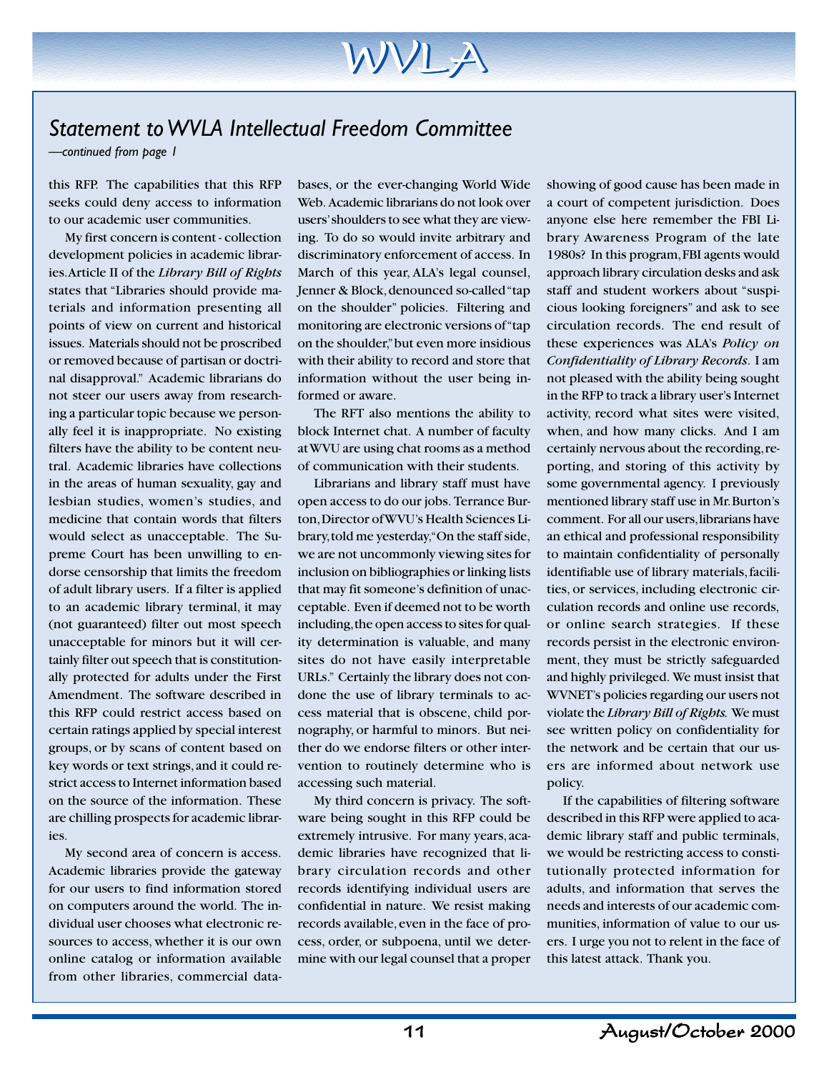## *Statement to WVLA Intellectual Freedom Committee*

*—continued from page 1*

this RFP. The capabilities that this RFP seeks could deny access to information to our academic user communities.

My first concern is content - collection development policies in academic libraries. Article II of the *Library Bill of Rights* states that "Libraries should provide materials and information presenting all points of view on current and historical issues. Materials should not be proscribed or removed because of partisan or doctrinal disapproval." Academic librarians do not steer our users away from researching a particular topic because we personally feel it is inappropriate. No existing filters have the ability to be content neutral. Academic libraries have collections in the areas of human sexuality, gay and lesbian studies, women's studies, and medicine that contain words that filters would select as unacceptable. The Supreme Court has been unwilling to endorse censorship that limits the freedom of adult library users. If a filter is applied to an academic library terminal, it may (not guaranteed) filter out most speech unacceptable for minors but it will certainly filter out speech that is constitutionally protected for adults under the First Amendment. The software described in this RFP could restrict access based on certain ratings applied by special interest groups, or by scans of content based on key words or text strings, and it could restrict access to Internet information based on the source of the information. These are chilling prospects for academic libraries.

My second area of concern is access. Academic libraries provide the gateway for our users to find information stored on computers around the world. The individual user chooses what electronic resources to access, whether it is our own online catalog or information available from other libraries, commercial databases, or the ever-changing World Wide Web. Academic librarians do not look over users' shoulders to see what they are viewing. To do so would invite arbitrary and discriminatory enforcement of access. In March of this year, ALA's legal counsel, Jenner & Block, denounced so-called "tap on the shoulder" policies. Filtering and monitoring are electronic versions of "tap on the shoulder," but even more insidious with their ability to record and store that information without the user being informed or aware.

The RFT also mentions the ability to block Internet chat. A number of faculty at WVU are using chat rooms as a method of communication with their students.

Librarians and library staff must have open access to do our jobs. Terrance Burton, Director of WVU's Health Sciences Library, told me yesterday, "On the staff side, we are not uncommonly viewing sites for inclusion on bibliographies or linking lists that may fit someone's definition of unacceptable. Even if deemed not to be worth including, the open access to sites for quality determination is valuable, and many sites do not have easily interpretable URLs." Certainly the library does not condone the use of library terminals to access material that is obscene, child pornography, or harmful to minors. But neither do we endorse filters or other intervention to routinely determine who is accessing such material.

My third concern is privacy. The software being sought in this RFP could be extremely intrusive. For many years, academic libraries have recognized that library circulation records and other records identifying individual users are confidential in nature. We resist making records available, even in the face of process, order, or subpoena, until we determine with our legal counsel that a proper showing of good cause has been made in a court of competent jurisdiction. Does anyone else here remember the FBI Library Awareness Program of the late 1980s? In this program, FBI agents would approach library circulation desks and ask staff and student workers about "suspicious looking foreigners" and ask to see circulation records. The end result of these experiences was ALA's *Policy on Confidentiality of Library Records*. I am not pleased with the ability being sought in the RFP to track a library user's Internet activity, record what sites were visited, when, and how many clicks. And I am certainly nervous about the recording, reporting, and storing of this activity by some governmental agency. I previously mentioned library staff use in Mr. Burton's comment. For all our users, librarians have an ethical and professional responsibility to maintain confidentiality of personally identifiable use of library materials, facilities, or services, including electronic circulation records and online use records, or online search strategies. If these records persist in the electronic environment, they must be strictly safeguarded and highly privileged. We must insist that WVNET's policies regarding our users not violate the *Library Bill of Rights.* We must see written policy on confidentiality for the network and be certain that our users are informed about network use policy.

If the capabilities of filtering software described in this RFP were applied to academic library staff and public terminals, we would be restricting access to constitutionally protected information for adults, and information that serves the needs and interests of our academic communities, information of value to our users. I urge you not to relent in the face of this latest attack. Thank you.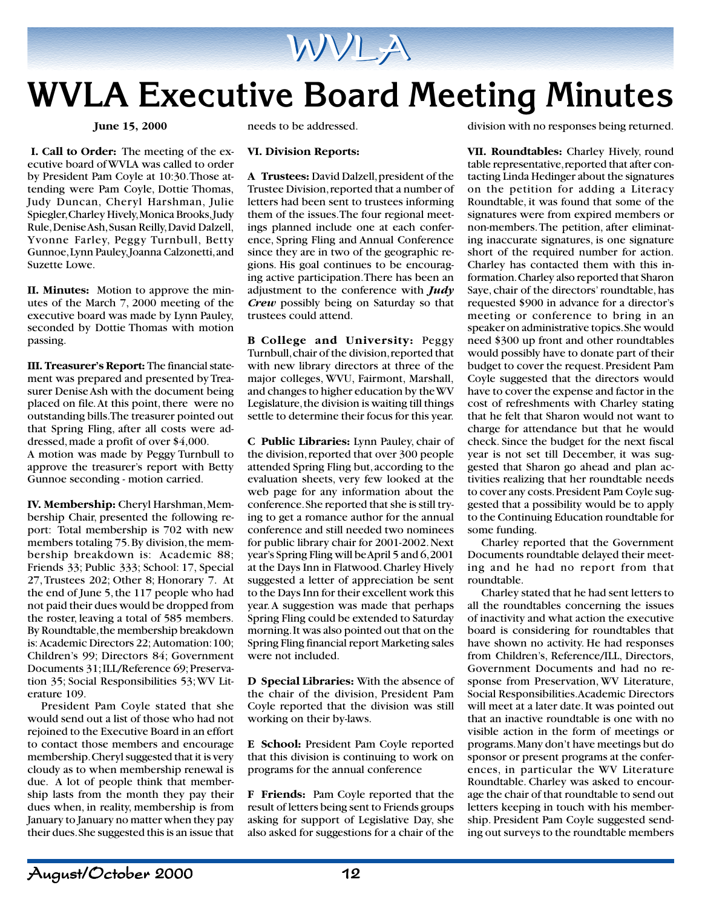# WVLA Executive Board Meeting Minutes

**June 15, 2000**

**I. Call to Order:** The meeting of the executive board of WVLA was called to order by President Pam Coyle at 10:30. Those attending were Pam Coyle, Dottie Thomas, Judy Duncan, Cheryl Harshman, Julie Spiegler, Charley Hively, Monica Brooks, Judy Rule, Denise Ash, Susan Reilly, David Dalzell, Yvonne Farley, Peggy Turnbull, Betty Gunnoe, Lynn Pauley, Joanna Calzonetti, and Suzette Lowe.

**II. Minutes:** Motion to approve the minutes of the March 7, 2000 meeting of the executive board was made by Lynn Pauley, seconded by Dottie Thomas with motion passing.

**III. Treasurer's Report:** The financial statement was prepared and presented by Treasurer Denise Ash with the document being placed on file. At this point, there were no outstanding bills. The treasurer pointed out that Spring Fling, after all costs were addressed, made a profit of over $4,000.
A motion was made by Peggy Turnbull to approve the treasurer's report with Betty Gunnoe seconding - motion carried.

**IV. Membership:** Cheryl Harshman, Membership Chair, presented the following report: Total membership is 702 with new members totaling 75. By division, the membership breakdown is: Academic 88; Friends 33; Public 333; School: 17, Special 27, Trustees 202; Other 8; Honorary 7. At the end of June 5, the 117 people who had not paid their dues would be dropped from the roster, leaving a total of 585 members. By Roundtable, the membership breakdown is: Academic Directors 22; Automation: 100; Children's 99; Directors 84; Government Documents 31; ILL/Reference 69; Preservation 35; Social Responsibilities 53; WV Literature 109.

President Pam Coyle stated that she would send out a list of those who had not rejoined to the Executive Board in an effort to contact those members and encourage membership. Cheryl suggested that it is very cloudy as to when membership renewal is due. A lot of people think that membership lasts from the month they pay their dues when, in reality, membership is from January to January no matter when they pay their dues. She suggested this is an issue that needs to be addressed.

**VI. Division Reports:**

**A Trustees:** David Dalzell, president of the Trustee Division, reported that a number of letters had been sent to trustees informing them of the issues. The four regional meetings planned include one at each conference, Spring Fling and Annual Conference since they are in two of the geographic regions. His goal continues to be encouraging active participation. There has been an adjustment to the conference with ***Judy Crew*** possibly being on Saturday so that trustees could attend.

**B College and University:** Peggy Turnbull, chair of the division, reported that with new library directors at three of the major colleges, WVU, Fairmont, Marshall, and changes to higher education by the WV Legislature, the division is waiting till things settle to determine their focus for this year.

**C Public Libraries:** Lynn Pauley, chair of the division, reported that over 300 people attended Spring Fling but, according to the evaluation sheets, very few looked at the web page for any information about the conference. She reported that she is still trying to get a romance author for the annual conference and still needed two nominees for public library chair for 2001-2002. Next year's Spring Fling will be April 5 and 6, 2001 at the Days Inn in Flatwood. Charley Hively suggested a letter of appreciation be sent to the Days Inn for their excellent work this year. A suggestion was made that perhaps Spring Fling could be extended to Saturday morning. It was also pointed out that on the Spring Fling financial report Marketing sales were not included.

**D Special Libraries:** With the absence of the chair of the division, President Pam Coyle reported that the division was still working on their by-laws.

**E School:** President Pam Coyle reported that this division is continuing to work on programs for the annual conference

**F Friends:** Pam Coyle reported that the result of letters being sent to Friends groups asking for support of Legislative Day, she also asked for suggestions for a chair of the division with no responses being returned.

**VII. Roundtables:** Charley Hively, round table representative, reported that after contacting Linda Hedinger about the signatures on the petition for adding a Literacy Roundtable, it was found that some of the signatures were from expired members or non-members. The petition, after eliminating inaccurate signatures, is one signature short of the required number for action. Charley has contacted them with this information. Charley also reported that Sharon Saye, chair of the directors' roundtable, has requested $900 in advance for a director's meeting or conference to bring in an speaker on administrative topics. She would need $300 up front and other roundtables would possibly have to donate part of their budget to cover the request. President Pam Coyle suggested that the directors would have to cover the expense and factor in the cost of refreshments with Charley stating that he felt that Sharon would not want to charge for attendance but that he would check. Since the budget for the next fiscal year is not set till December, it was suggested that Sharon go ahead and plan activities realizing that her roundtable needs to cover any costs. President Pam Coyle suggested that a possibility would be to apply to the Continuing Education roundtable for some funding.

Charley reported that the Government Documents roundtable delayed their meeting and he had no report from that roundtable.

Charley stated that he had sent letters to all the roundtables concerning the issues of inactivity and what action the executive board is considering for roundtables that have shown no activity. He had responses from Children's, Reference/ILL, Directors, Government Documents and had no response from Preservation, WV Literature, Social Responsibilities. Academic Directors will meet at a later date. It was pointed out that an inactive roundtable is one with no visible action in the form of meetings or programs. Many don't have meetings but do sponsor or present programs at the conferences, in particular the WV Literature Roundtable. Charley was asked to encourage the chair of that roundtable to send out letters keeping in touch with his membership. President Pam Coyle suggested sending out surveys to the roundtable members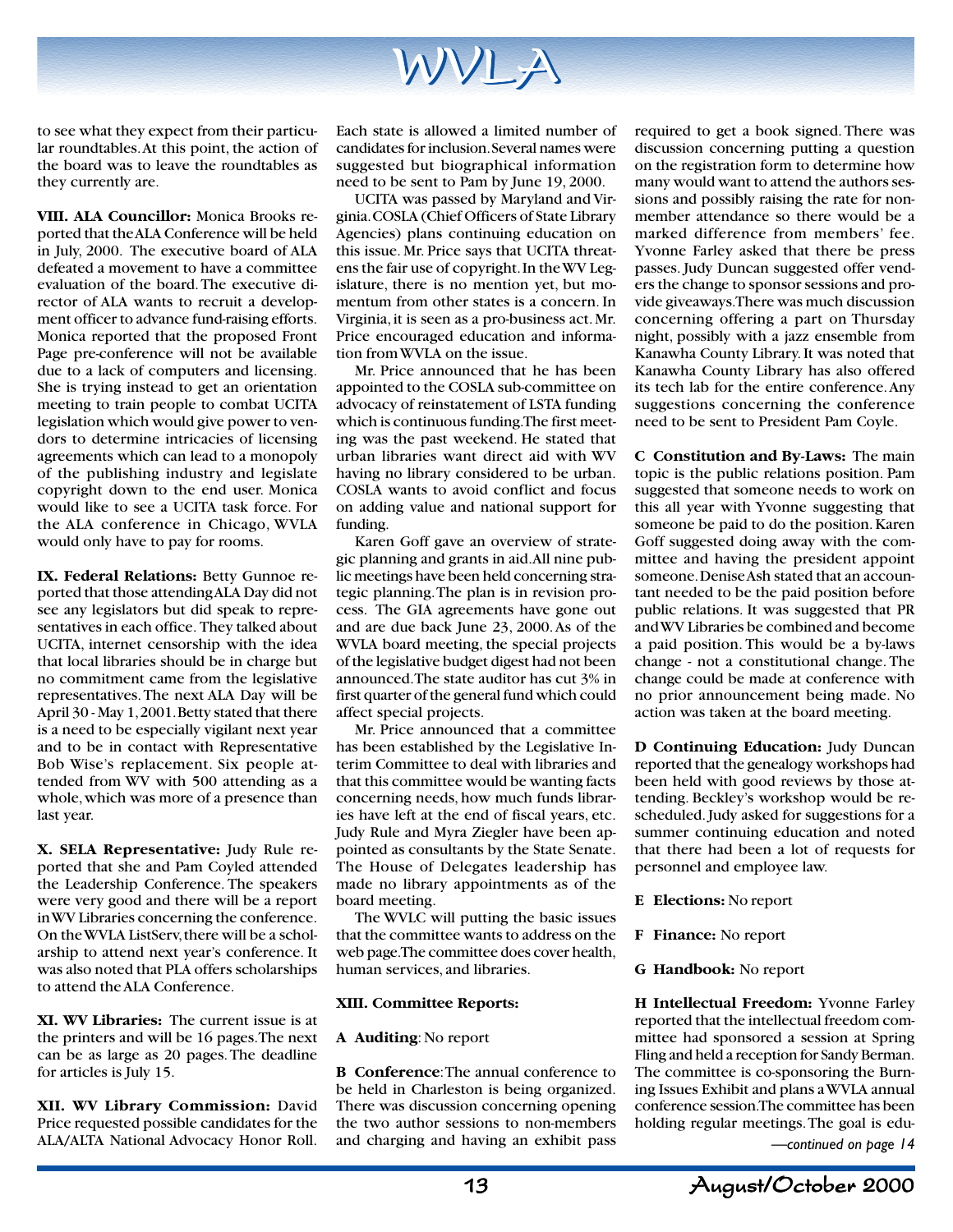to see what they expect from their particular roundtables. At this point, the action of the board was to leave the roundtables as they currently are.

**VIII. ALA Councillor:** Monica Brooks reported that the ALA Conference will be held in July, 2000. The executive board of ALA defeated a movement to have a committee evaluation of the board. The executive director of ALA wants to recruit a development officer to advance fund-raising efforts. Monica reported that the proposed Front Page pre-conference will not be available due to a lack of computers and licensing. She is trying instead to get an orientation meeting to train people to combat UCITA legislation which would give power to vendors to determine intricacies of licensing agreements which can lead to a monopoly of the publishing industry and legislate copyright down to the end user. Monica would like to see a UCITA task force. For the ALA conference in Chicago, WVLA would only have to pay for rooms.

**IX. Federal Relations:** Betty Gunnoe reported that those attending ALA Day did not see any legislators but did speak to representatives in each office. They talked about UCITA, internet censorship with the idea that local libraries should be in charge but no commitment came from the legislative representatives. The next ALA Day will be April 30 - May 1, 2001. Betty stated that there is a need to be especially vigilant next year and to be in contact with Representative Bob Wise's replacement. Six people attended from WV with 500 attending as a whole, which was more of a presence than last year.

**X. SELA Representative:** Judy Rule reported that she and Pam Coyled attended the Leadership Conference. The speakers were very good and there will be a report in WV Libraries concerning the conference. On the WVLA ListServ, there will be a scholarship to attend next year's conference. It was also noted that PLA offers scholarships to attend the ALA Conference.

**XI. WV Libraries:** The current issue is at the printers and will be 16 pages. The next can be as large as 20 pages. The deadline for articles is July 15.

**XII. WV Library Commission:** David Price requested possible candidates for the ALA/ALTA National Advocacy Honor Roll. Each state is allowed a limited number of candidates for inclusion. Several names were suggested but biographical information need to be sent to Pam by June 19, 2000.

UCITA was passed by Maryland and Virginia. COSLA (Chief Officers of State Library Agencies) plans continuing education on this issue. Mr. Price says that UCITA threatens the fair use of copyright. In the WV Legislature, there is no mention yet, but momentum from other states is a concern. In Virginia, it is seen as a pro-business act. Mr. Price encouraged education and information from WVLA on the issue.

Mr. Price announced that he has been appointed to the COSLA sub-committee on advocacy of reinstatement of LSTA funding which is continuous funding. The first meeting was the past weekend. He stated that urban libraries want direct aid with WV having no library considered to be urban. COSLA wants to avoid conflict and focus on adding value and national support for funding.

Karen Goff gave an overview of strategic planning and grants in aid. All nine public meetings have been held concerning strategic planning. The plan is in revision process. The GIA agreements have gone out and are due back June 23, 2000. As of the WVLA board meeting, the special projects of the legislative budget digest had not been announced. The state auditor has cut 3% in first quarter of the general fund which could affect special projects.

Mr. Price announced that a committee has been established by the Legislative Interim Committee to deal with libraries and that this committee would be wanting facts concerning needs, how much funds libraries have left at the end of fiscal years, etc. Judy Rule and Myra Ziegler have been appointed as consultants by the State Senate. The House of Delegates leadership has made no library appointments as of the board meeting.

The WVLC will putting the basic issues that the committee wants to address on the web page. The committee does cover health, human services, and libraries.

**XIII. Committee Reports:**

**A Auditing**: No report

**B Conference**: The annual conference to be held in Charleston is being organized. There was discussion concerning opening the two author sessions to non-members and charging and having an exhibit pass required to get a book signed. There was discussion concerning putting a question on the registration form to determine how many would want to attend the authors sessions and possibly raising the rate for non-member attendance so there would be a marked difference from members' fee. Yvonne Farley asked that there be press passes. Judy Duncan suggested offer venders the change to sponsor sessions and provide giveaways. There was much discussion concerning offering a part on Thursday night, possibly with a jazz ensemble from Kanawha County Library. It was noted that Kanawha County Library has also offered its tech lab for the entire conference. Any suggestions concerning the conference need to be sent to President Pam Coyle.

**C Constitution and By-Laws:** The main topic is the public relations position. Pam suggested that someone needs to work on this all year with Yvonne suggesting that someone be paid to do the position. Karen Goff suggested doing away with the committee and having the president appoint someone. Denise Ash stated that an accountant needed to be the paid position before public relations. It was suggested that PR and WV Libraries be combined and become a paid position. This would be a by-laws change - not a constitutional change. The change could be made at conference with no prior announcement being made. No action was taken at the board meeting.

**D Continuing Education:** Judy Duncan reported that the genealogy workshops had been held with good reviews by those attending. Beckley's workshop would be rescheduled. Judy asked for suggestions for a summer continuing education and noted that there had been a lot of requests for personnel and employee law.

**E Elections:** No report

**F Finance:** No report

**G Handbook:** No report

**H Intellectual Freedom:** Yvonne Farley reported that the intellectual freedom committee had sponsored a session at Spring Fling and held a reception for Sandy Berman. The committee is co-sponsoring the Burning Issues Exhibit and plans a WVLA annual conference session. The committee has been holding regular meetings. The goal is edu-

*—continued on page 14*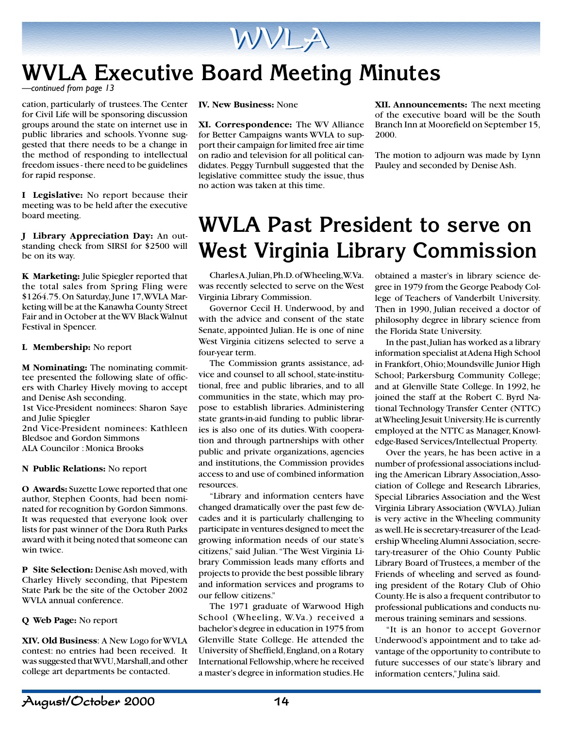# WVLA Executive Board Meeting Minutes

*—continued from page 13*

cation, particularly of trustees. The Center for Civil Life will be sponsoring discussion groups around the state on internet use in public libraries and schools. Yvonne suggested that there needs to be a change in the method of responding to intellectual freedom issues - there need to be guidelines for rapid response.

**I Legislative:** No report because their meeting was to be held after the executive board meeting.

**J Library Appreciation Day:** An outstanding check from SIRSI for $2500 will be on its way.

**K Marketing:** Julie Spiegler reported that the total sales from Spring Fling were $1264.75. On Saturday, June 17, WVLA Marketing will be at the Kanawha County Street Fair and in October at the WV Black Walnut Festival in Spencer.

**L Membership:** No report

**M Nominating:** The nominating committee presented the following slate of officers with Charley Hively moving to accept and Denise Ash seconding.
1st Vice-President nominees: Sharon Saye and Julie Spiegler
2nd Vice-President nominees: Kathleen Bledsoe and Gordon Simmons
ALA Councilor : Monica Brooks

**N Public Relations:** No report

**O Awards:** Suzette Lowe reported that one author, Stephen Coonts, had been nominated for recognition by Gordon Simmons. It was requested that everyone look over lists for past winner of the Dora Ruth Parks award with it being noted that someone can win twice.

**P Site Selection:** Denise Ash moved, with Charley Hively seconding, that Pipestem State Park be the site of the October 2002 WVLA annual conference.

**Q Web Page:** No report

**XIV. Old Business**: A New Logo for WVLA contest: no entries had been received. It was suggested that WVU, Marshall, and other college art departments be contacted.

**IV. New Business:** None

**XI. Correspondence:** The WV Alliance for Better Campaigns wants WVLA to support their campaign for limited free air time on radio and television for all political candidates. Peggy Turnbull suggested that the legislative committee study the issue, thus no action was taken at this time.

**XII. Announcements:** The next meeting of the executive board will be the South Branch Inn at Moorefield on September 15, 2000.

The motion to adjourn was made by Lynn Pauley and seconded by Denise Ash.

# WVLA Past President to serve on West Virginia Library Commission

Charles A. Julian, Ph.D. of Wheeling, W.Va. was recently selected to serve on the West Virginia Library Commission.

Governor Cecil H. Underwood, by and with the advice and consent of the state Senate, appointed Julian. He is one of nine West Virginia citizens selected to serve a four-year term.

The Commission grants assistance, advice and counsel to all school, state-institutional, free and public libraries, and to all communities in the state, which may propose to establish libraries. Administering state grants-in-aid funding to public libraries is also one of its duties. With cooperation and through partnerships with other public and private organizations, agencies and institutions, the Commission provides access to and use of combined information resources.

"Library and information centers have changed dramatically over the past few decades and it is particularly challenging to participate in ventures designed to meet the growing information needs of our state's citizens," said Julian. "The West Virginia Library Commission leads many efforts and projects to provide the best possible library and information services and programs to our fellow citizens."

The 1971 graduate of Warwood High School (Wheeling, W.Va.) received a bachelor's degree in education in 1975 from Glenville State College. He attended the University of Sheffield, England, on a Rotary International Fellowship, where he received a master's degree in information studies. He obtained a master's in library science degree in 1979 from the George Peabody College of Teachers of Vanderbilt University. Then in 1990, Julian received a doctor of philosophy degree in library science from the Florida State University.

In the past, Julian has worked as a library information specialist at Adena High School in Frankfort, Ohio; Moundsville Junior High School; Parkersburg Community College; and at Glenville State College. In 1992, he joined the staff at the Robert C. Byrd National Technology Transfer Center (NTTC) at Wheeling Jesuit University. He is currently employed at the NTTC as Manager, Knowledge-Based Services/Intellectual Property.

Over the years, he has been active in a number of professional associations including the American Library Association, Association of College and Research Libraries, Special Libraries Association and the West Virginia Library Association (WVLA). Julian is very active in the Wheeling community as well. He is secretary-treasurer of the Leadership Wheeling Alumni Association, secretary-treasurer of the Ohio County Public Library Board of Trustees, a member of the Friends of wheeling and served as founding president of the Rotary Club of Ohio County. He is also a frequent contributor to professional publications and conducts numerous training seminars and sessions.

"It is an honor to accept Governor Underwood's appointment and to take advantage of the opportunity to contribute to future successes of our state's library and information centers," Julina said.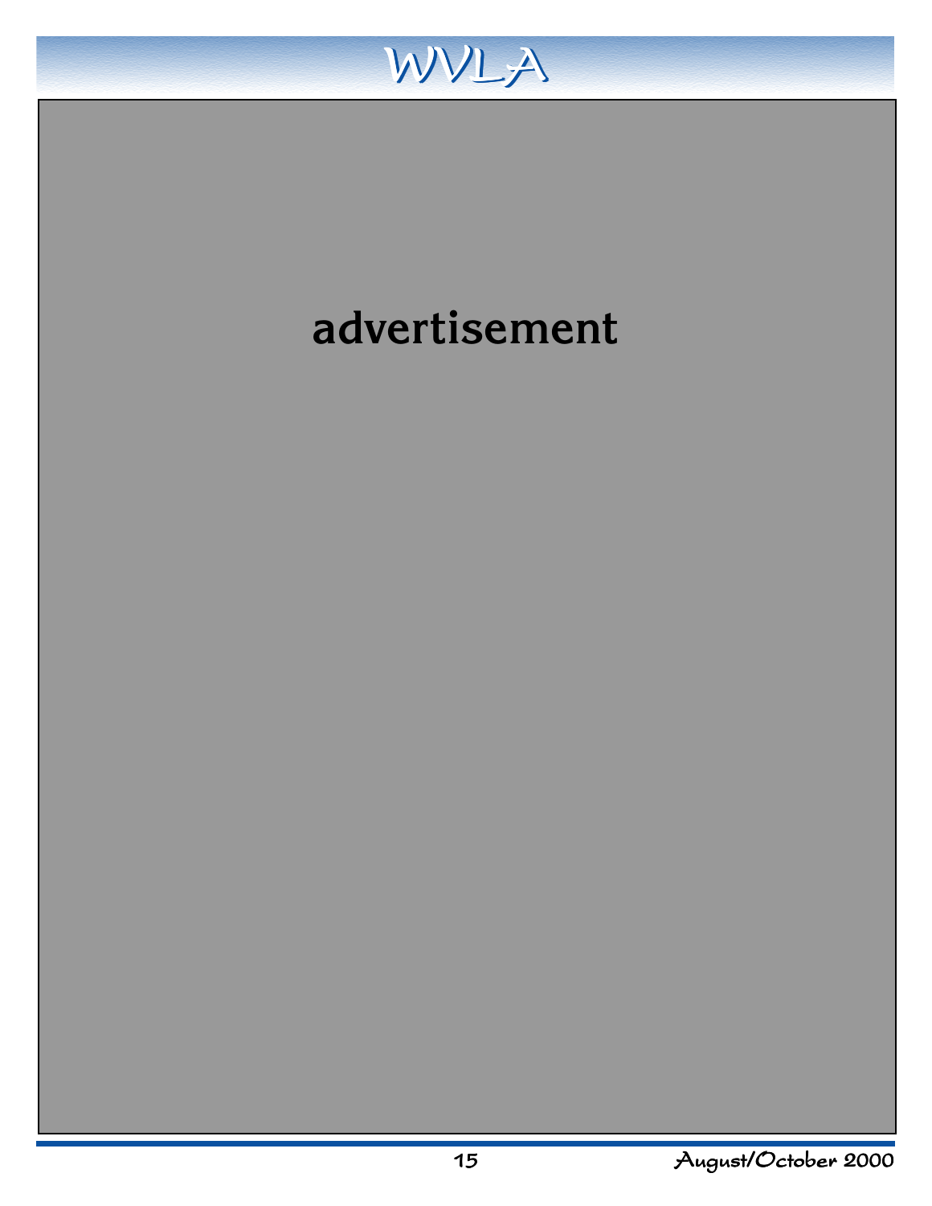advertisement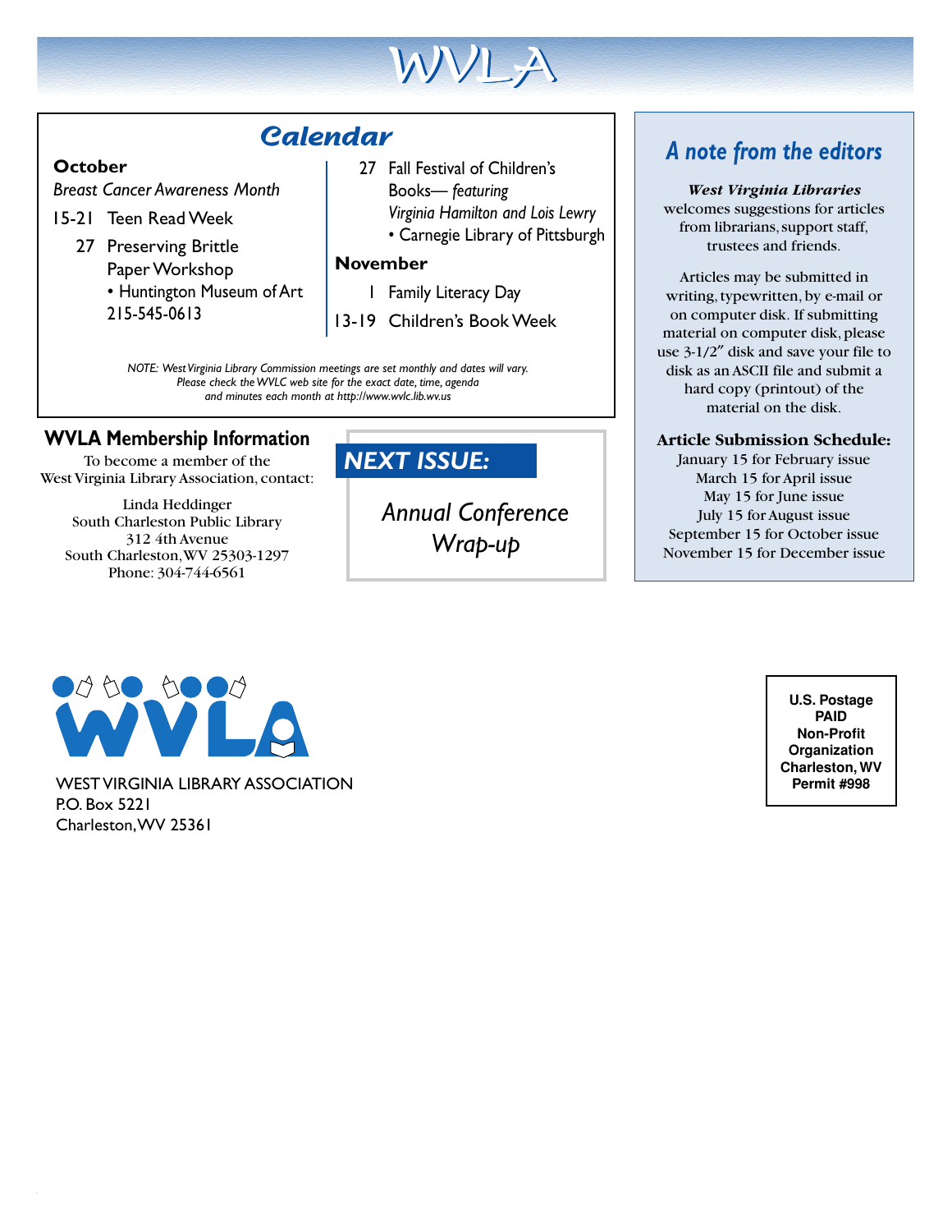# WVLA

## Calendar

**October**

*Breast Cancer Awareness Month*

15-21 Teen Read Week

27 Preserving Brittle Paper Workshop
• Huntington Museum of Art
215-545-0613

27 Fall Festival of Children's Books— *featuring Virginia Hamilton and Lois Lewry*
• Carnegie Library of Pittsburgh

**November**

1 Family Literacy Day

13-19 Children's Book Week

*NOTE: West Virginia Library Commission meetings are set monthly and dates will vary. Please check the WVLC web site for the exact date, time, agenda and minutes each month at http://www.wvlc.lib.wv.us*

## WVLA Membership Information

To become a member of the West Virginia Library Association, contact:

Linda Heddinger
South Charleston Public Library
312 4th Avenue
South Charleston, WV 25303-1297
Phone: 304-744-6561

## NEXT ISSUE:

*Annual Conference Wrap-up*

## A note from the editors

***West Virginia Libraries*** welcomes suggestions for articles from librarians, support staff, trustees and friends.

Articles may be submitted in writing, typewritten, by e-mail or on computer disk. If submitting material on computer disk, please use 3-1/2″ disk and save your file to disk as an ASCII file and submit a hard copy (printout) of the material on the disk.

**Article Submission Schedule:**

January 15 for February issue
March 15 for April issue
May 15 for June issue
July 15 for August issue
September 15 for October issue
November 15 for December issue

WVLA

WEST VIRGINIA LIBRARY ASSOCIATION
P.O. Box 5221
Charleston, WV 25361

**U.S. Postage PAID Non-Profit Organization Charleston, WV Permit #998**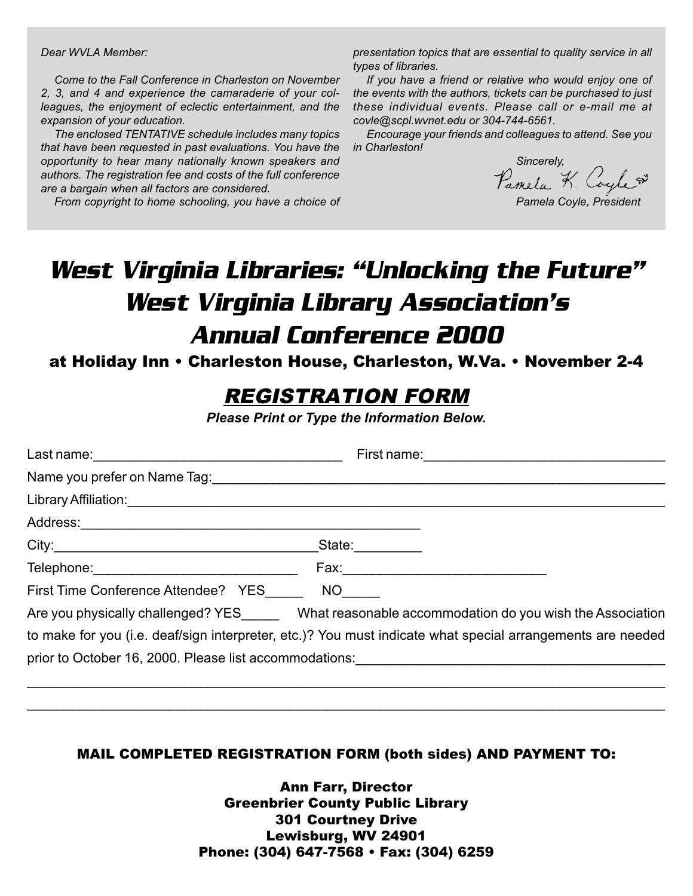*Dear WVLA Member:*

*Come to the Fall Conference in Charleston on November 2, 3, and 4 and experience the camaraderie of your colleagues, the enjoyment of eclectic entertainment, and the expansion of your education.*

*The enclosed TENTATIVE schedule includes many topics that have been requested in past evaluations. You have the opportunity to hear many nationally known speakers and authors. The registration fee and costs of the full conference are a bargain when all factors are considered.*

*From copyright to home schooling, you have a choice of presentation topics that are essential to quality service in all types of libraries.*

*If you have a friend or relative who would enjoy one of the events with the authors, tickets can be purchased to just these individual events. Please call or e-mail me at covle@scpl.wvnet.edu or 304-744-6561.*

*Encourage your friends and colleagues to attend. See you in Charleston!*

*Sincerely,*

*Pamela K. Coyle*

*Pamela Coyle, President*

# *West Virginia Libraries: "Unlocking the Future"*
# *West Virginia Library Association's*
# *Annual Conference 2000*

**at Holiday Inn • Charleston House, Charleston, W.Va. • November 2-4**

## ***REGISTRATION FORM***

***Please Print or Type the Information Below.***

Last name:________________________________ First name:________________________________

Name you prefer on Name Tag:____________________________________________________________

Library Affiliation:________________________________________________________________________

Address:_______________________________________________

City:___________________________________State:_________

Telephone:___________________________ Fax:___________________________

First Time Conference Attendee? YES_____ NO_____

Are you physically challenged? YES_____ What reasonable accommodation do you wish the Association to make for you (i.e. deaf/sign interpreter, etc.)? You must indicate what special arrangements are needed prior to October 16, 2000. Please list accommodations:_________________________________________

___________________________________________________________________________________

___________________________________________________________________________________

**MAIL COMPLETED REGISTRATION FORM (both sides) AND PAYMENT TO:**

**Ann Farr, Director**
**Greenbrier County Public Library**
**301 Courtney Drive**
**Lewisburg, WV 24901**
**Phone: (304) 647-7568 • Fax: (304) 6259**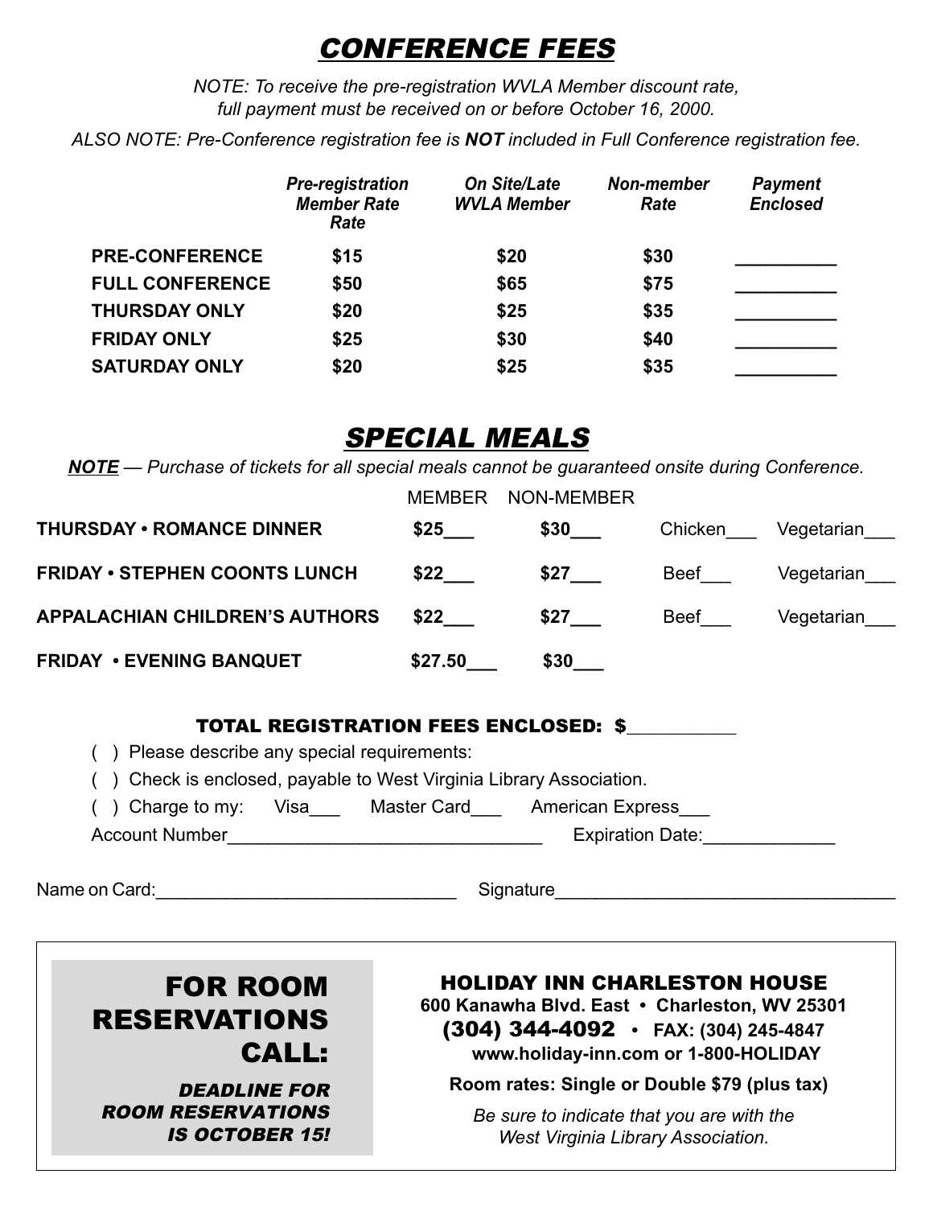## *CONFERENCE FEES*

*NOTE: To receive the pre-registration WVLA Member discount rate, full payment must be received on or before October 16, 2000.*

*ALSO NOTE: Pre-Conference registration fee is* ***NOT*** *included in Full Conference registration fee.*

| | *Pre-registration Member Rate Rate* | *On Site/Late WVLA Member* | *Non-member Rate* | *Payment Enclosed* |
|---|---|---|---|---|
| **PRE-CONFERENCE** | **$15** | **$20** | **$30** | __________ |
| **FULL CONFERENCE** | **$50** | **$65** | **$75** | __________ |
| **THURSDAY ONLY** | **$20** | **$25** | **$35** | __________ |
| **FRIDAY ONLY** | **$25** | **$30** | **$40** | __________ |
| **SATURDAY ONLY** | **$20** | **$25** | **$35** | __________ |

## *SPECIAL MEALS*

***NOTE*** *— Purchase of tickets for all special meals cannot be guaranteed onsite during Conference.*

| | MEMBER | NON-MEMBER | | |
|---|---|---|---|---|
| **THURSDAY • ROMANCE DINNER** | **$25**___ | **$30**___ | Chicken___ | Vegetarian___ |
| **FRIDAY • STEPHEN COONTS LUNCH** | **$22**___ | **$27**___ | Beef___ | Vegetarian___ |
| **APPALACHIAN CHILDREN'S AUTHORS** | **$22**___ | **$27**___ | Beef___ | Vegetarian___ |
| **FRIDAY • EVENING BANQUET** | **$27.50**___ | **$30**___ | | |

**TOTAL REGISTRATION FEES ENCLOSED: $**__________

( ) Please describe any special requirements:

( ) Check is enclosed, payable to West Virginia Library Association.

( ) Charge to my: Visa___ Master Card___ American Express___

Account Number______________________________ Expiration Date:_____________

Name on Card:_____________________________ Signature_________________________________

**FOR ROOM RESERVATIONS CALL:**

***DEADLINE FOR ROOM RESERVATIONS IS OCTOBER 15!***

**HOLIDAY INN CHARLESTON HOUSE**

**600 Kanawha Blvd. East • Charleston, WV 25301**

**(304) 344-4092 • FAX: (304) 245-4847**

**www.holiday-inn.com or 1-800-HOLIDAY**

**Room rates: Single or Double $79 (plus tax)**

*Be sure to indicate that you are with the West Virginia Library Association.*